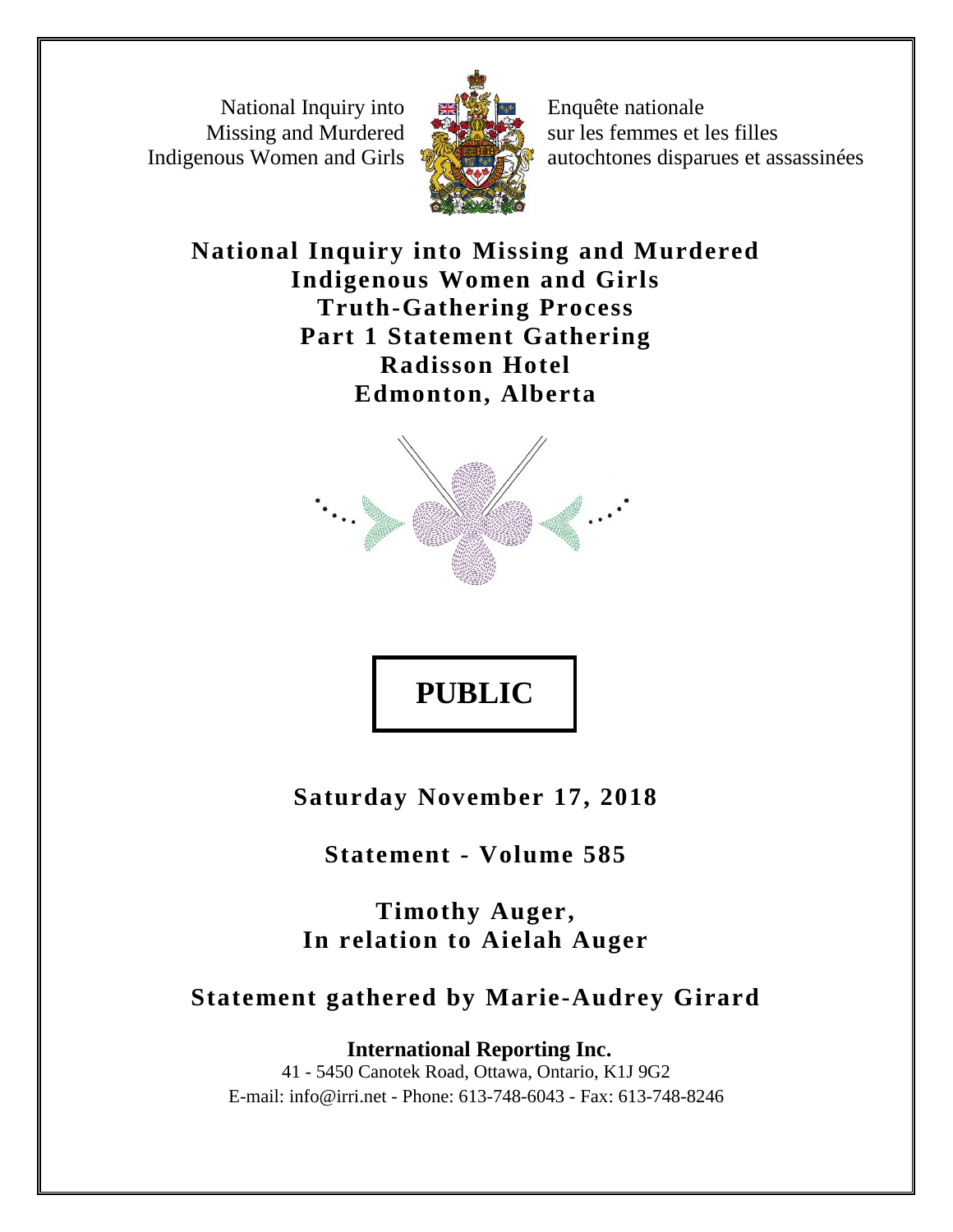National Inquiry into Missing and Murdered Indigenous Women and Girls

Enquête nationale sur les femmes et les filles autochtones disparues et assassinées

# National Inquiry into Missing and Murdered Indigenous Women and Girls
# Truth-Gathering Process
# Part 1 Statement Gathering
# Radisson Hotel
# Edmonton, Alberta

**PUBLIC**

**Saturday November 17, 2018**

**Statement - Volume 585**

**Timothy Auger,**
**In relation to Aielah Auger**

**Statement gathered by Marie-Audrey Girard**

**International Reporting Inc.**
41 - 5450 Canotek Road, Ottawa, Ontario, K1J 9G2
E-mail: info@irri.net - Phone: 613-748-6043 - Fax: 613-748-8246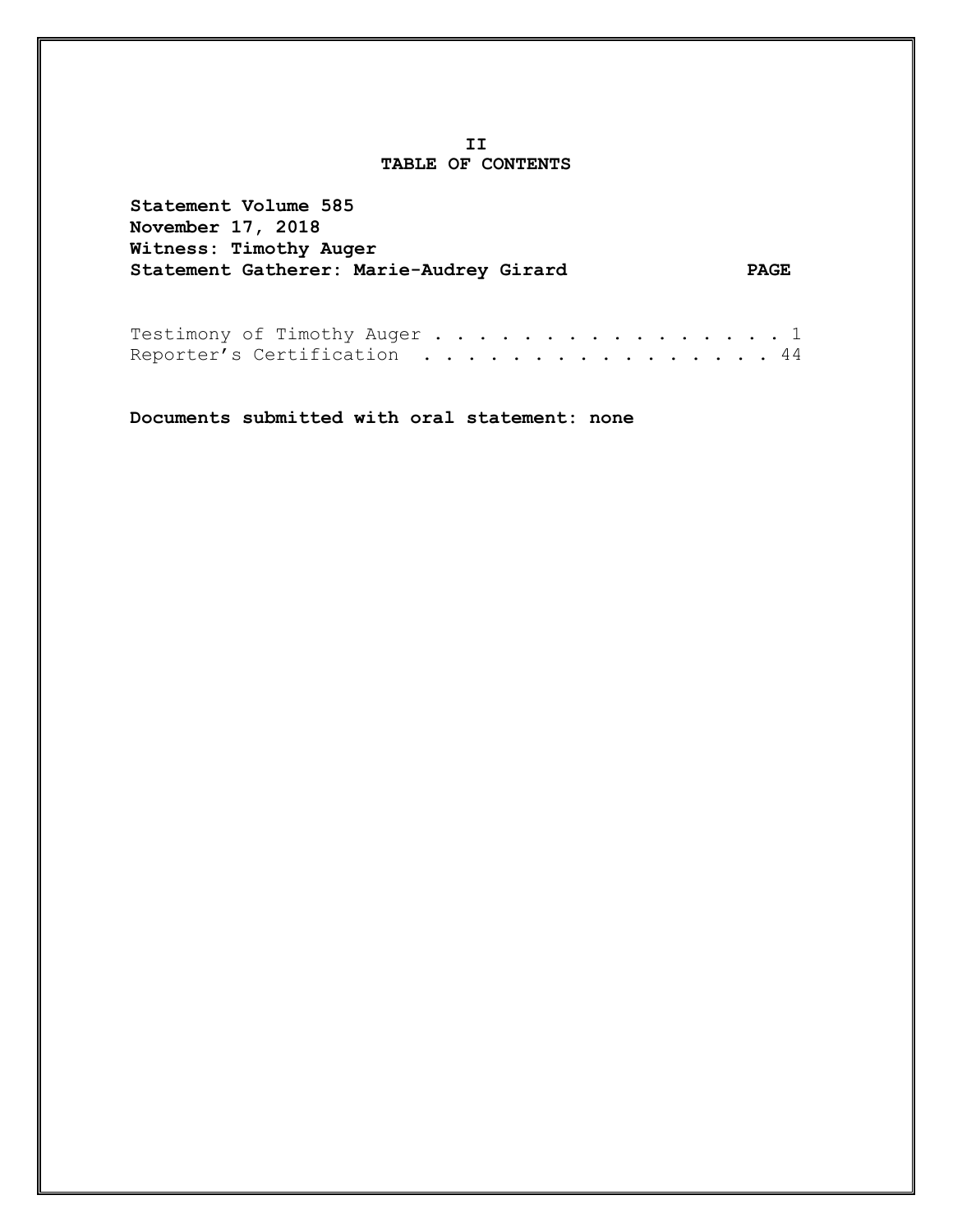**II**

**TABLE OF CONTENTS**

**Statement Volume 585**
**November 17, 2018**
**Witness: Timothy Auger**
**Statement Gatherer: Marie-Audrey Girard**

| | PAGE |
|---|---|
| Testimony of Timothy Auger | 1 |
| Reporter's Certification | 44 |

**Documents submitted with oral statement: none**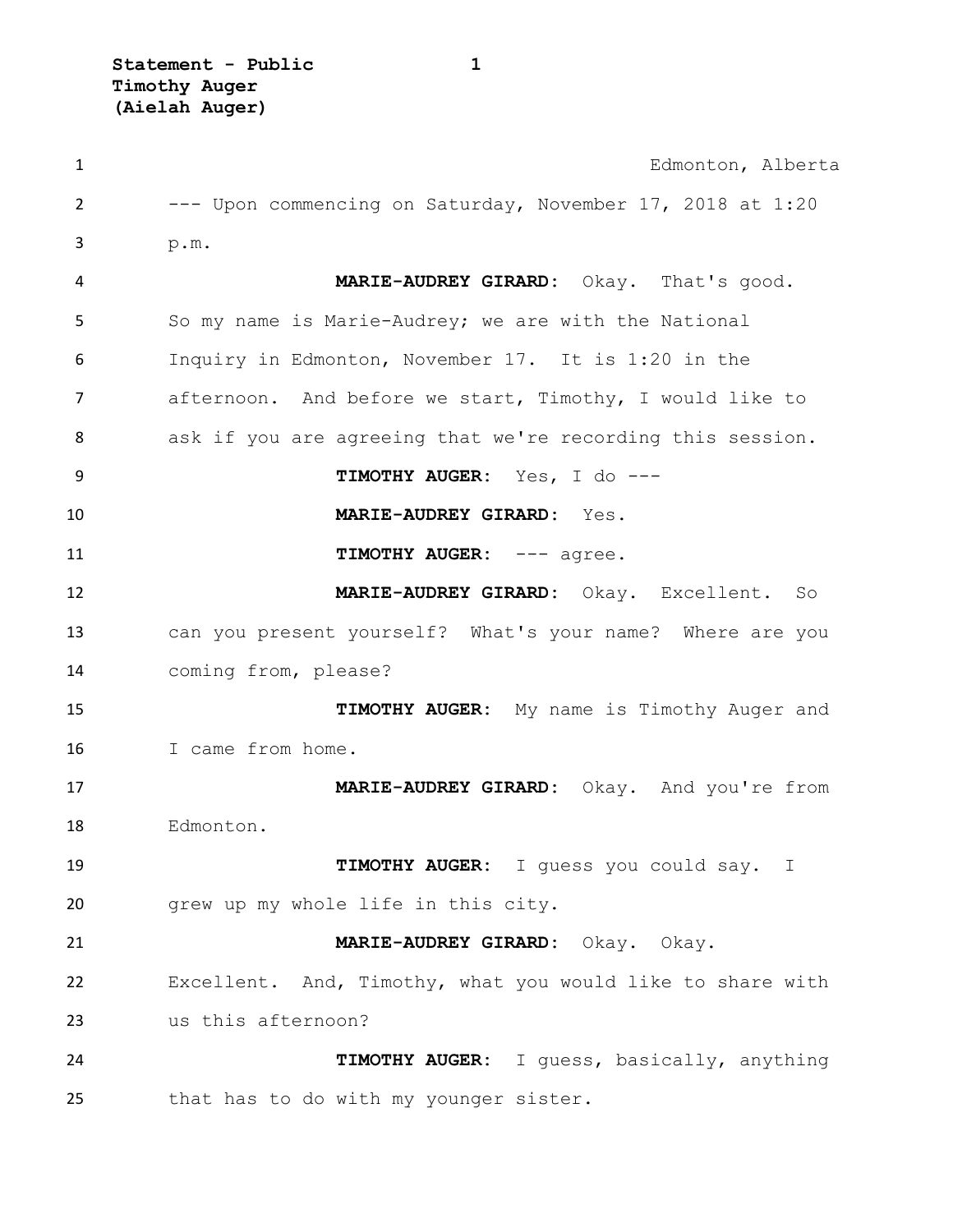Edmonton, Alberta

--- Upon commencing on Saturday, November 17, 2018 at 1:20 p.m.

**MARIE-AUDREY GIRARD**: Okay. That's good. So my name is Marie-Audrey; we are with the National Inquiry in Edmonton, November 17. It is 1:20 in the afternoon. And before we start, Timothy, I would like to ask if you are agreeing that we're recording this session.

**TIMOTHY AUGER**: Yes, I do ---

**MARIE-AUDREY GIRARD**: Yes.

**TIMOTHY AUGER**: --- agree.

**MARIE-AUDREY GIRARD**: Okay. Excellent. So can you present yourself? What's your name? Where are you coming from, please?

**TIMOTHY AUGER**: My name is Timothy Auger and I came from home.

**MARIE-AUDREY GIRARD**: Okay. And you're from Edmonton.

**TIMOTHY AUGER**: I guess you could say. I grew up my whole life in this city.

**MARIE-AUDREY GIRARD**: Okay. Okay. Excellent. And, Timothy, what you would like to share with us this afternoon?

**TIMOTHY AUGER**: I guess, basically, anything that has to do with my younger sister.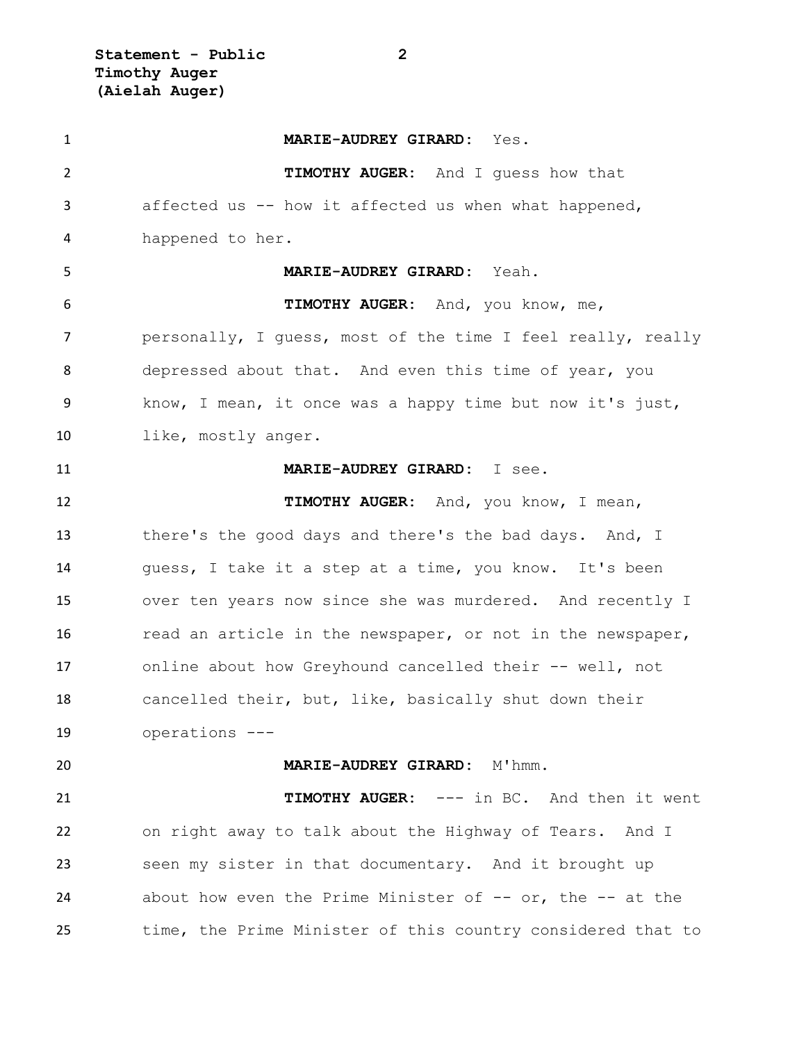**MARIE-AUDREY GIRARD**: Yes.

**TIMOTHY AUGER**: And I guess how that affected us -- how it affected us when what happened, happened to her.

**MARIE-AUDREY GIRARD**: Yeah.

**TIMOTHY AUGER**: And, you know, me, personally, I guess, most of the time I feel really, really depressed about that. And even this time of year, you know, I mean, it once was a happy time but now it's just, like, mostly anger.

**MARIE-AUDREY GIRARD**: I see.

**TIMOTHY AUGER**: And, you know, I mean, there's the good days and there's the bad days. And, I guess, I take it a step at a time, you know. It's been over ten years now since she was murdered. And recently I read an article in the newspaper, or not in the newspaper, online about how Greyhound cancelled their -- well, not cancelled their, but, like, basically shut down their operations ---

**MARIE-AUDREY GIRARD**: M'hmm.

**TIMOTHY AUGER**: --- in BC. And then it went on right away to talk about the Highway of Tears. And I seen my sister in that documentary. And it brought up about how even the Prime Minister of -- or, the -- at the time, the Prime Minister of this country considered that to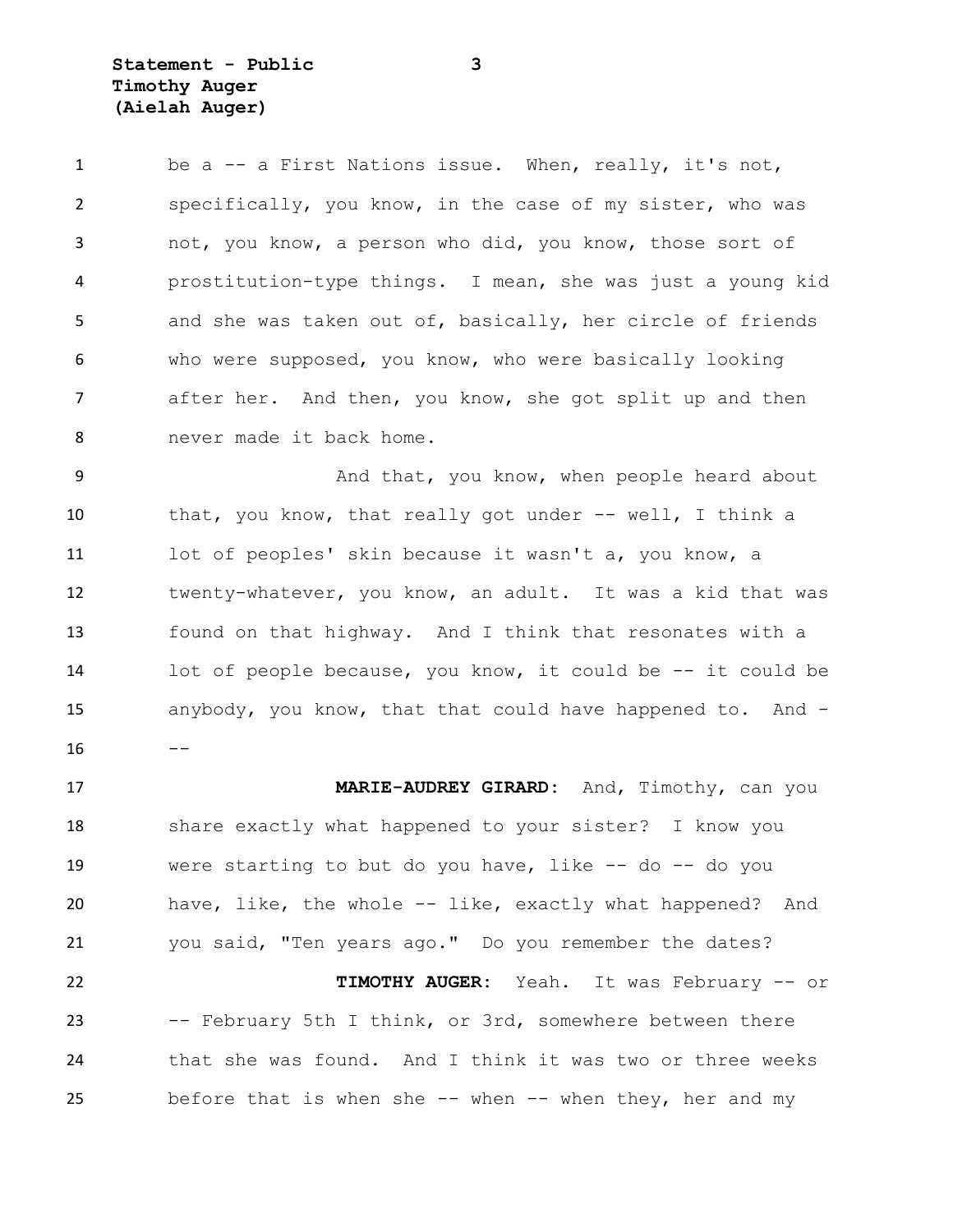be a -- a First Nations issue. When, really, it's not, specifically, you know, in the case of my sister, who was not, you know, a person who did, you know, those sort of prostitution-type things. I mean, she was just a young kid and she was taken out of, basically, her circle of friends who were supposed, you know, who were basically looking after her. And then, you know, she got split up and then never made it back home.

And that, you know, when people heard about that, you know, that really got under -- well, I think a lot of peoples' skin because it wasn't a, you know, a twenty-whatever, you know, an adult. It was a kid that was found on that highway. And I think that resonates with a lot of people because, you know, it could be -- it could be anybody, you know, that that could have happened to. And ---

**MARIE-AUDREY GIRARD:** And, Timothy, can you share exactly what happened to your sister? I know you were starting to but do you have, like -- do -- do you have, like, the whole -- like, exactly what happened? And you said, "Ten years ago." Do you remember the dates?

**TIMOTHY AUGER:** Yeah. It was February -- or -- February 5th I think, or 3rd, somewhere between there that she was found. And I think it was two or three weeks before that is when she -- when -- when they, her and my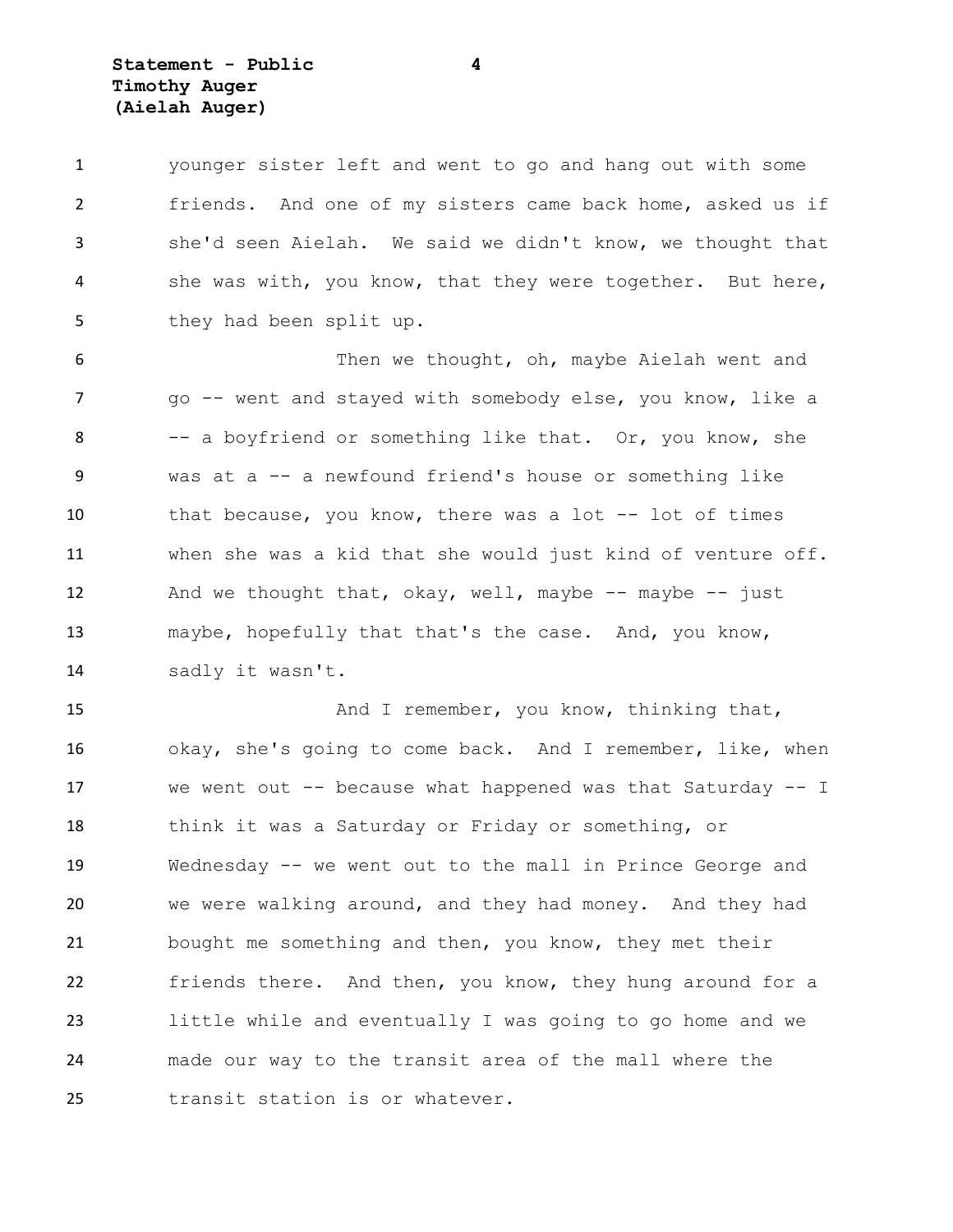younger sister left and went to go and hang out with some friends. And one of my sisters came back home, asked us if she'd seen Aielah. We said we didn't know, we thought that she was with, you know, that they were together. But here, they had been split up.

Then we thought, oh, maybe Aielah went and go -- went and stayed with somebody else, you know, like a -- a boyfriend or something like that. Or, you know, she was at a -- a newfound friend's house or something like that because, you know, there was a lot -- lot of times when she was a kid that she would just kind of venture off. And we thought that, okay, well, maybe -- maybe -- just maybe, hopefully that that's the case. And, you know, sadly it wasn't.

And I remember, you know, thinking that, okay, she's going to come back. And I remember, like, when we went out -- because what happened was that Saturday -- I think it was a Saturday or Friday or something, or Wednesday -- we went out to the mall in Prince George and we were walking around, and they had money. And they had bought me something and then, you know, they met their friends there. And then, you know, they hung around for a little while and eventually I was going to go home and we made our way to the transit area of the mall where the transit station is or whatever.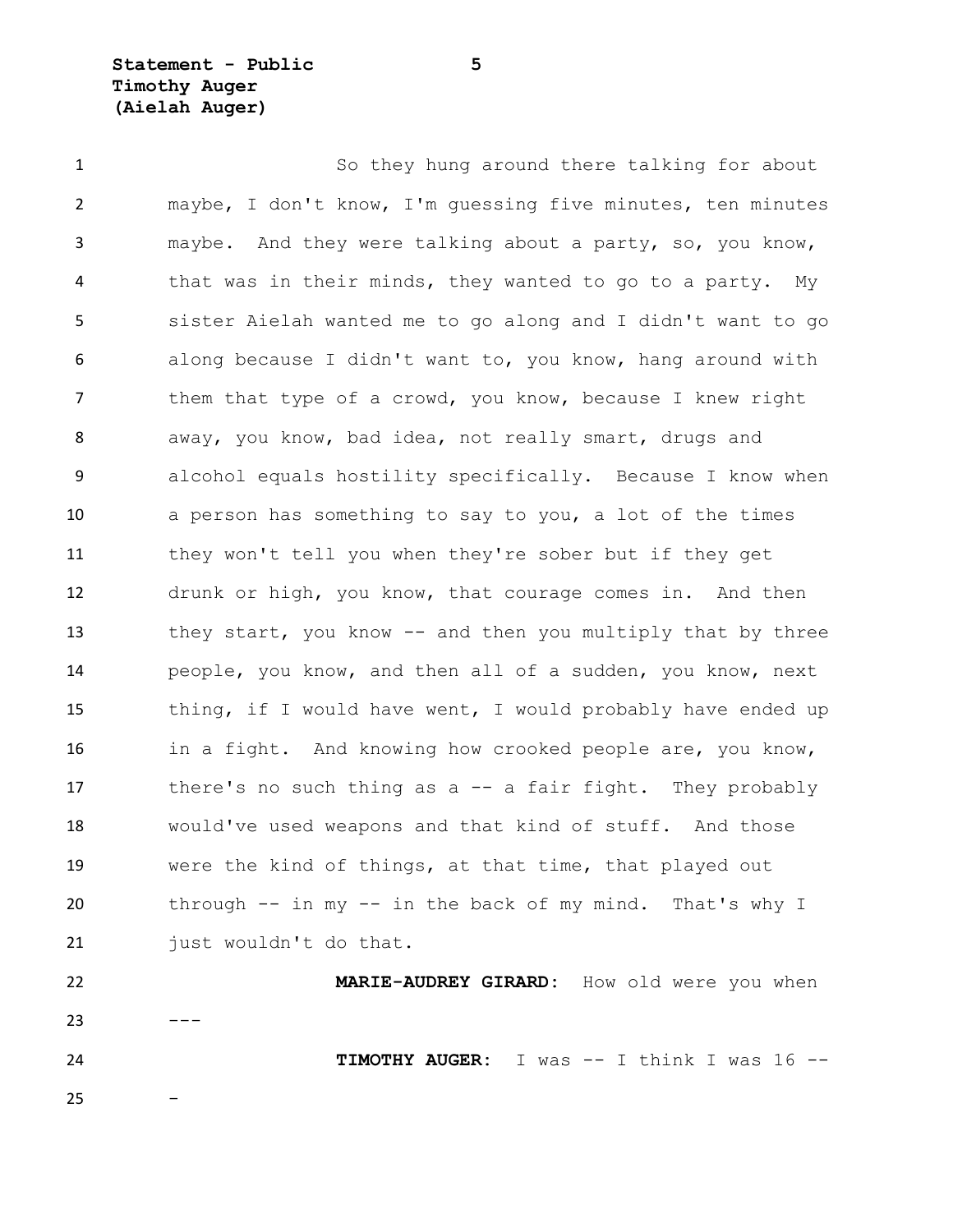So they hung around there talking for about maybe, I don't know, I'm guessing five minutes, ten minutes maybe. And they were talking about a party, so, you know, that was in their minds, they wanted to go to a party. My sister Aielah wanted me to go along and I didn't want to go along because I didn't want to, you know, hang around with them that type of a crowd, you know, because I knew right away, you know, bad idea, not really smart, drugs and alcohol equals hostility specifically. Because I know when a person has something to say to you, a lot of the times they won't tell you when they're sober but if they get drunk or high, you know, that courage comes in. And then they start, you know -- and then you multiply that by three people, you know, and then all of a sudden, you know, next thing, if I would have went, I would probably have ended up in a fight. And knowing how crooked people are, you know, there's no such thing as a -- a fair fight. They probably would've used weapons and that kind of stuff. And those were the kind of things, at that time, that played out through -- in my -- in the back of my mind. That's why I just wouldn't do that.

**MARIE-AUDREY GIRARD:** How old were you when ---

**TIMOTHY AUGER:** I was -- I think I was 16 ---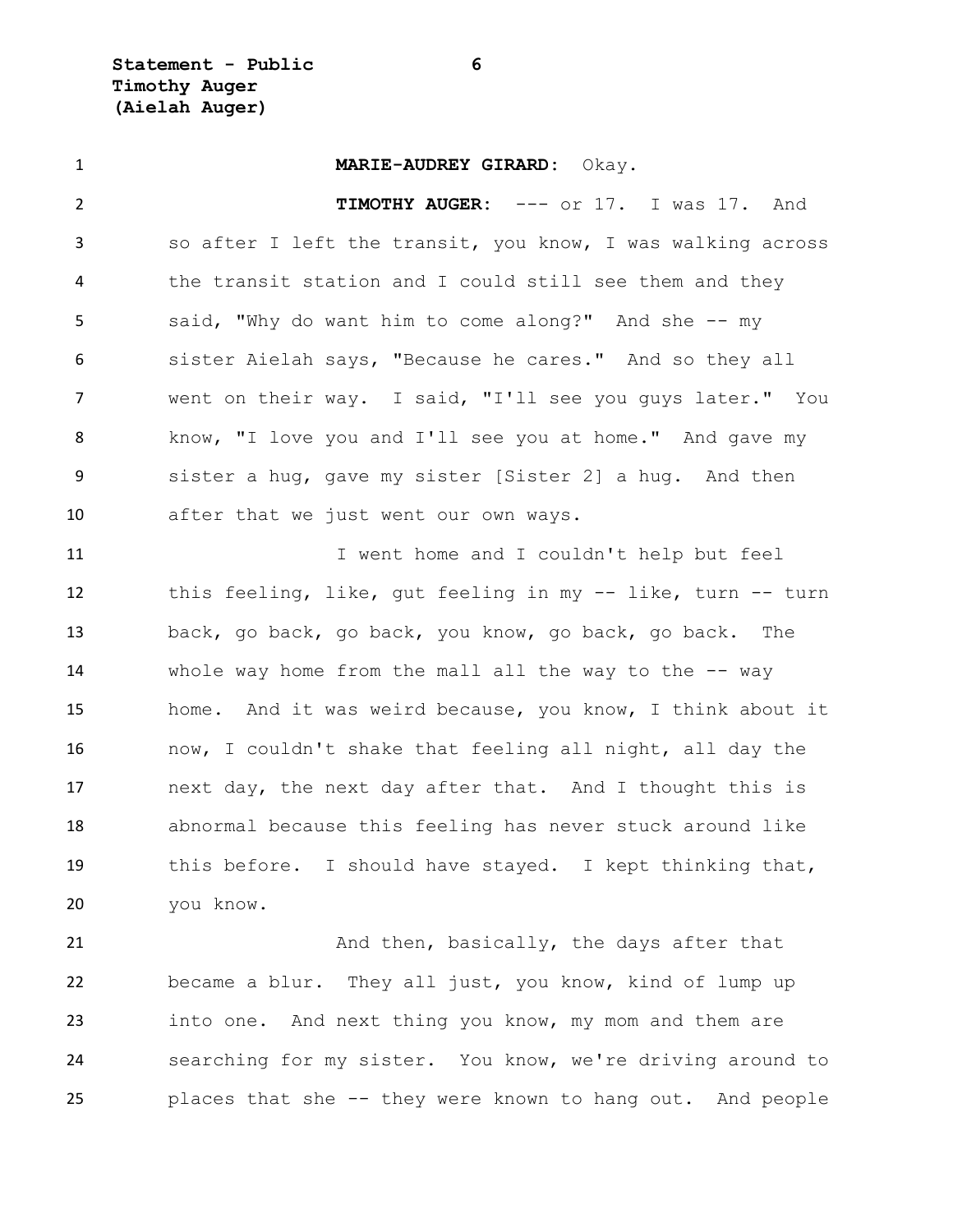**MARIE-AUDREY GIRARD:** Okay.

**TIMOTHY AUGER:** --- or 17. I was 17. And so after I left the transit, you know, I was walking across the transit station and I could still see them and they said, "Why do want him to come along?" And she -- my sister Aielah says, "Because he cares." And so they all went on their way. I said, "I'll see you guys later." You know, "I love you and I'll see you at home." And gave my sister a hug, gave my sister [Sister 2] a hug. And then after that we just went our own ways.

I went home and I couldn't help but feel this feeling, like, gut feeling in my -- like, turn -- turn back, go back, go back, you know, go back, go back. The whole way home from the mall all the way to the -- way home. And it was weird because, you know, I think about it now, I couldn't shake that feeling all night, all day the next day, the next day after that. And I thought this is abnormal because this feeling has never stuck around like this before. I should have stayed. I kept thinking that, you know.

And then, basically, the days after that became a blur. They all just, you know, kind of lump up into one. And next thing you know, my mom and them are searching for my sister. You know, we're driving around to places that she -- they were known to hang out. And people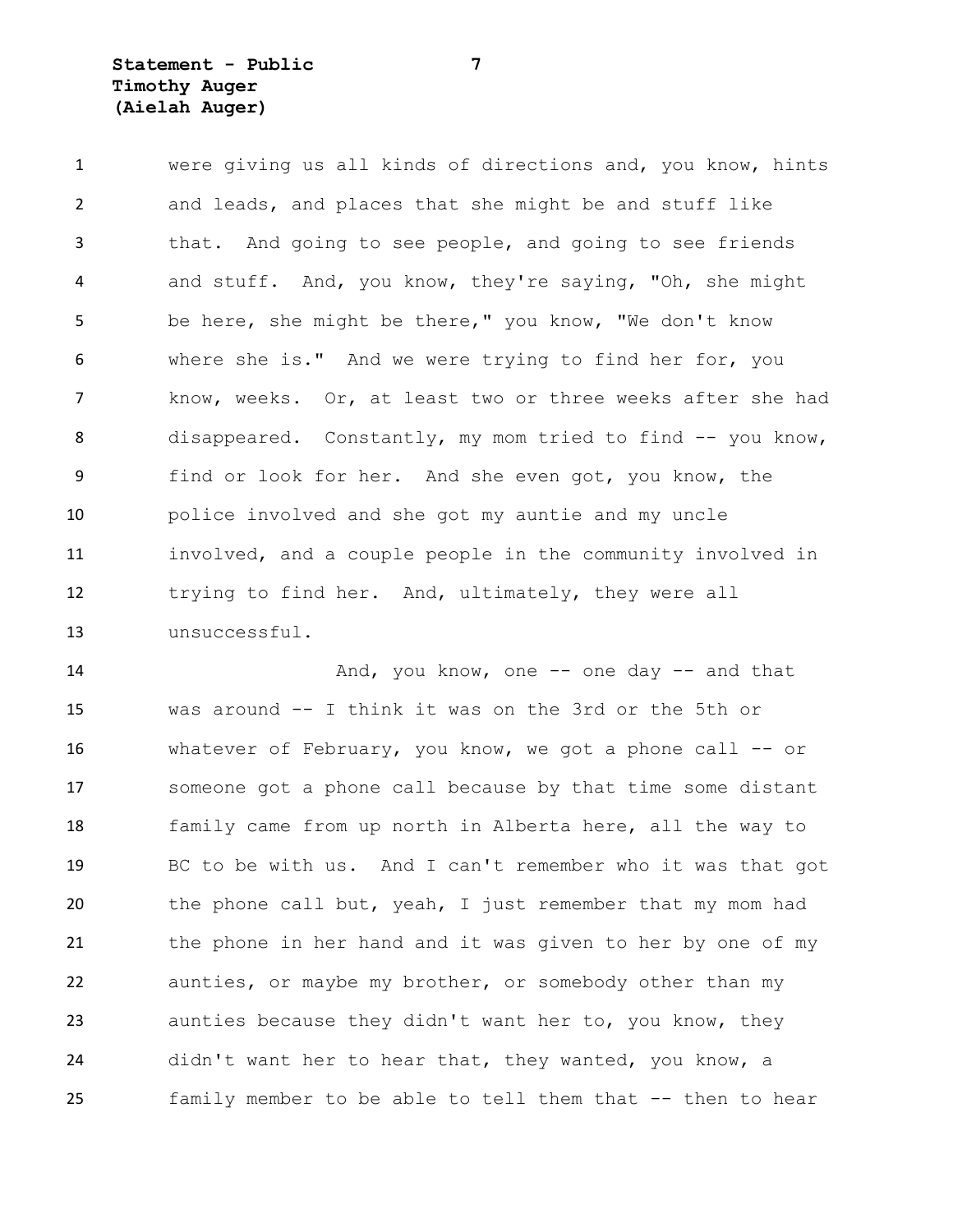were giving us all kinds of directions and, you know, hints and leads, and places that she might be and stuff like that. And going to see people, and going to see friends and stuff. And, you know, they're saying, "Oh, she might be here, she might be there," you know, "We don't know where she is." And we were trying to find her for, you know, weeks. Or, at least two or three weeks after she had disappeared. Constantly, my mom tried to find -- you know, find or look for her. And she even got, you know, the police involved and she got my auntie and my uncle involved, and a couple people in the community involved in trying to find her. And, ultimately, they were all unsuccessful.

And, you know, one -- one day -- and that was around -- I think it was on the 3rd or the 5th or whatever of February, you know, we got a phone call -- or someone got a phone call because by that time some distant family came from up north in Alberta here, all the way to BC to be with us. And I can't remember who it was that got the phone call but, yeah, I just remember that my mom had the phone in her hand and it was given to her by one of my aunties, or maybe my brother, or somebody other than my aunties because they didn't want her to, you know, they didn't want her to hear that, they wanted, you know, a family member to be able to tell them that -- then to hear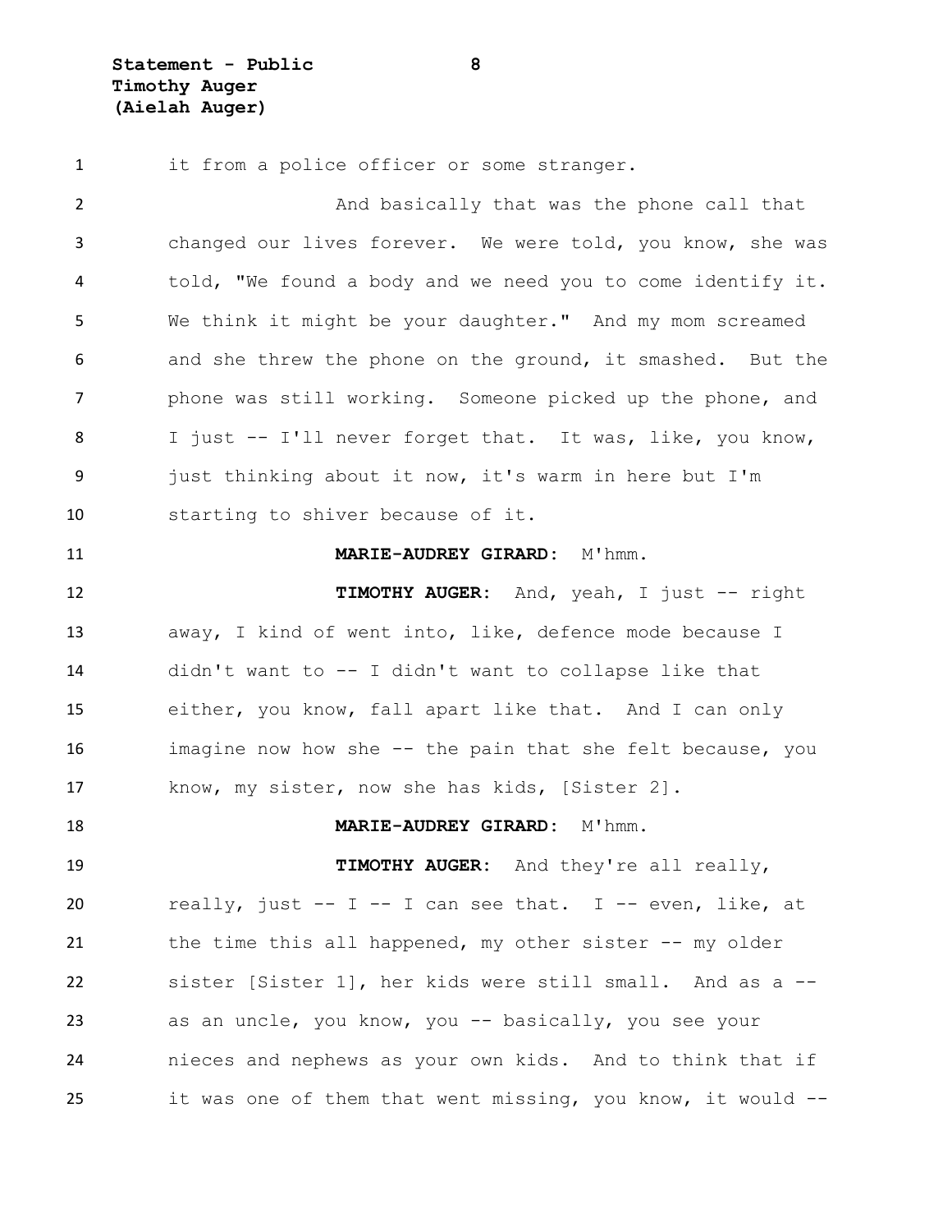it from a police officer or some stranger.

And basically that was the phone call that changed our lives forever. We were told, you know, she was told, "We found a body and we need you to come identify it. We think it might be your daughter." And my mom screamed and she threw the phone on the ground, it smashed. But the phone was still working. Someone picked up the phone, and I just -- I'll never forget that. It was, like, you know, just thinking about it now, it's warm in here but I'm starting to shiver because of it.

**MARIE-AUDREY GIRARD:** M'hmm.

**TIMOTHY AUGER:** And, yeah, I just -- right away, I kind of went into, like, defence mode because I didn't want to -- I didn't want to collapse like that either, you know, fall apart like that. And I can only imagine now how she -- the pain that she felt because, you know, my sister, now she has kids, [Sister 2].

**MARIE-AUDREY GIRARD:** M'hmm.

**TIMOTHY AUGER:** And they're all really, really, just -- I -- I can see that. I -- even, like, at the time this all happened, my other sister -- my older sister [Sister 1], her kids were still small. And as a -- as an uncle, you know, you -- basically, you see your nieces and nephews as your own kids. And to think that if it was one of them that went missing, you know, it would --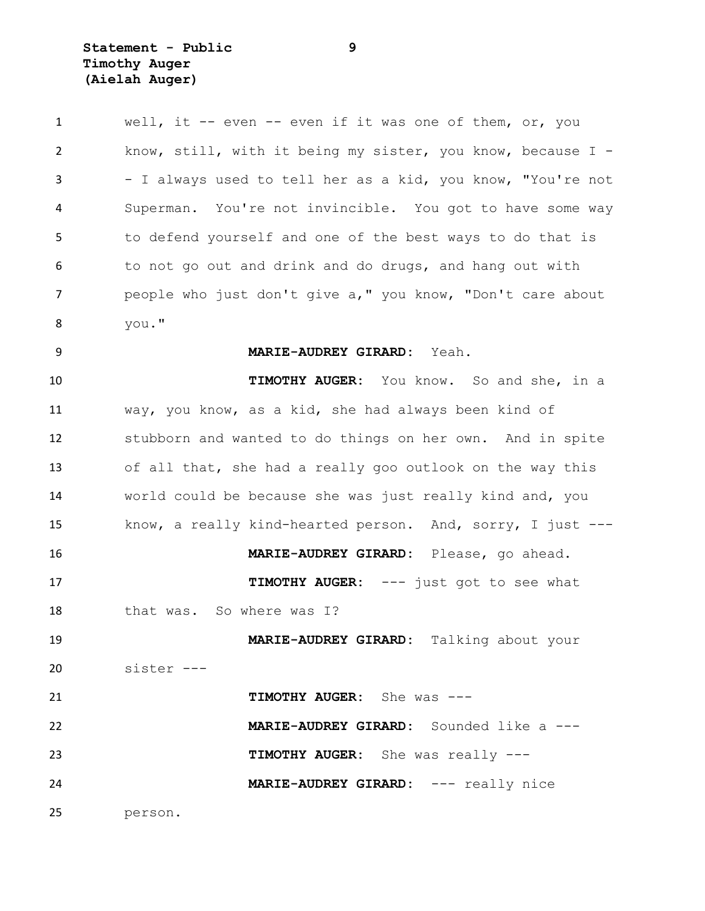well, it -- even -- even if it was one of them, or, you know, still, with it being my sister, you know, because I - - I always used to tell her as a kid, you know, "You're not Superman. You're not invincible. You got to have some way to defend yourself and one of the best ways to do that is to not go out and drink and do drugs, and hang out with people who just don't give a," you know, "Don't care about you."

**MARIE-AUDREY GIRARD:** Yeah.

**TIMOTHY AUGER:** You know. So and she, in a way, you know, as a kid, she had always been kind of stubborn and wanted to do things on her own. And in spite of all that, she had a really goo outlook on the way this world could be because she was just really kind and, you know, a really kind-hearted person. And, sorry, I just ---

**MARIE-AUDREY GIRARD:** Please, go ahead.

**TIMOTHY AUGER:** --- just got to see what that was. So where was I?

**MARIE-AUDREY GIRARD:** Talking about your sister ---

**TIMOTHY AUGER:** She was ---

**MARIE-AUDREY GIRARD:** Sounded like a ---

**TIMOTHY AUGER:** She was really ---

**MARIE-AUDREY GIRARD:** --- really nice person.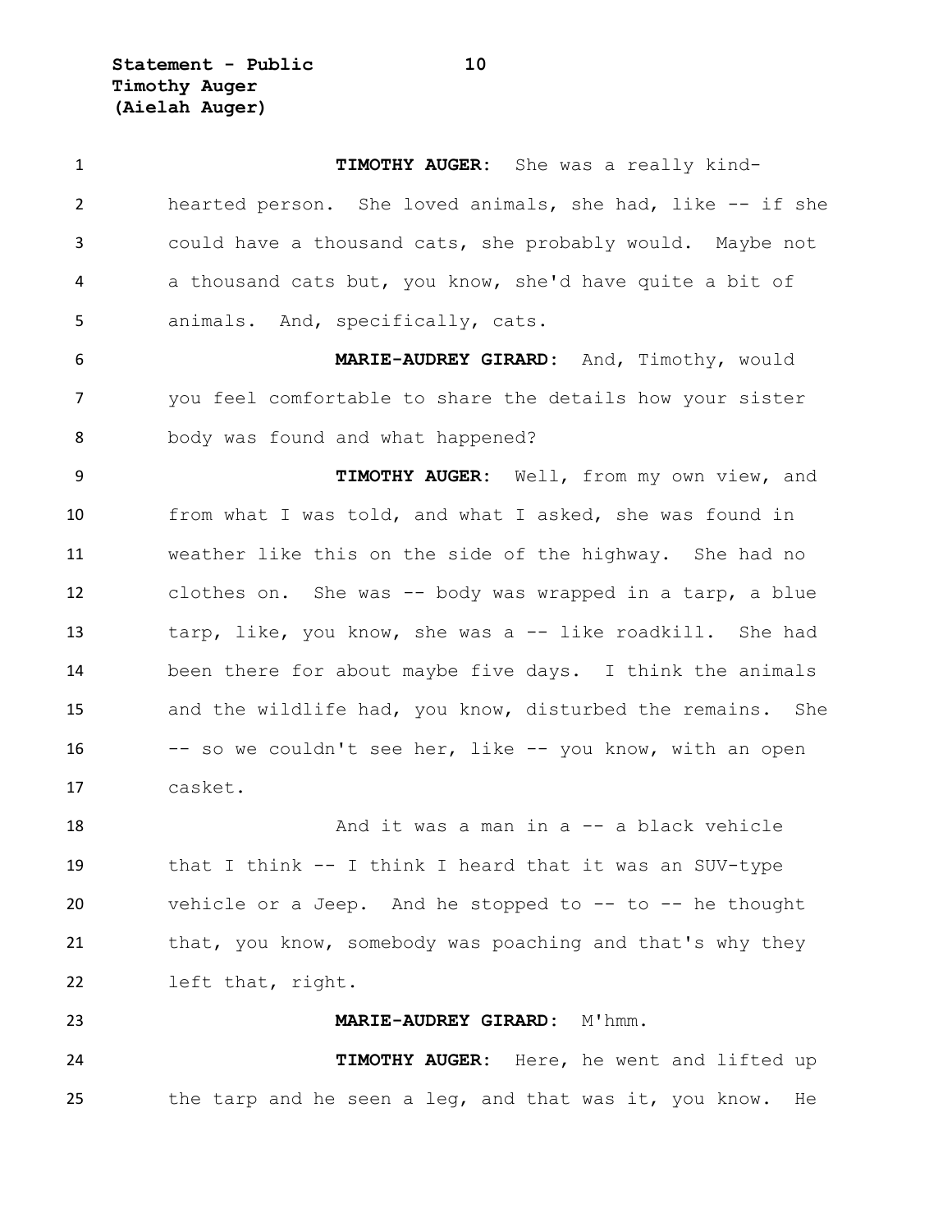**TIMOTHY AUGER**: She was a really kind-hearted person. She loved animals, she had, like -- if she could have a thousand cats, she probably would. Maybe not a thousand cats but, you know, she'd have quite a bit of animals. And, specifically, cats.

**MARIE-AUDREY GIRARD**: And, Timothy, would you feel comfortable to share the details how your sister body was found and what happened?

**TIMOTHY AUGER**: Well, from my own view, and from what I was told, and what I asked, she was found in weather like this on the side of the highway. She had no clothes on. She was -- body was wrapped in a tarp, a blue tarp, like, you know, she was a -- like roadkill. She had been there for about maybe five days. I think the animals and the wildlife had, you know, disturbed the remains. She -- so we couldn't see her, like -- you know, with an open casket.

And it was a man in a -- a black vehicle that I think -- I think I heard that it was an SUV-type vehicle or a Jeep. And he stopped to -- to -- he thought that, you know, somebody was poaching and that's why they left that, right.

**MARIE-AUDREY GIRARD**: M'hmm.

**TIMOTHY AUGER**: Here, he went and lifted up the tarp and he seen a leg, and that was it, you know. He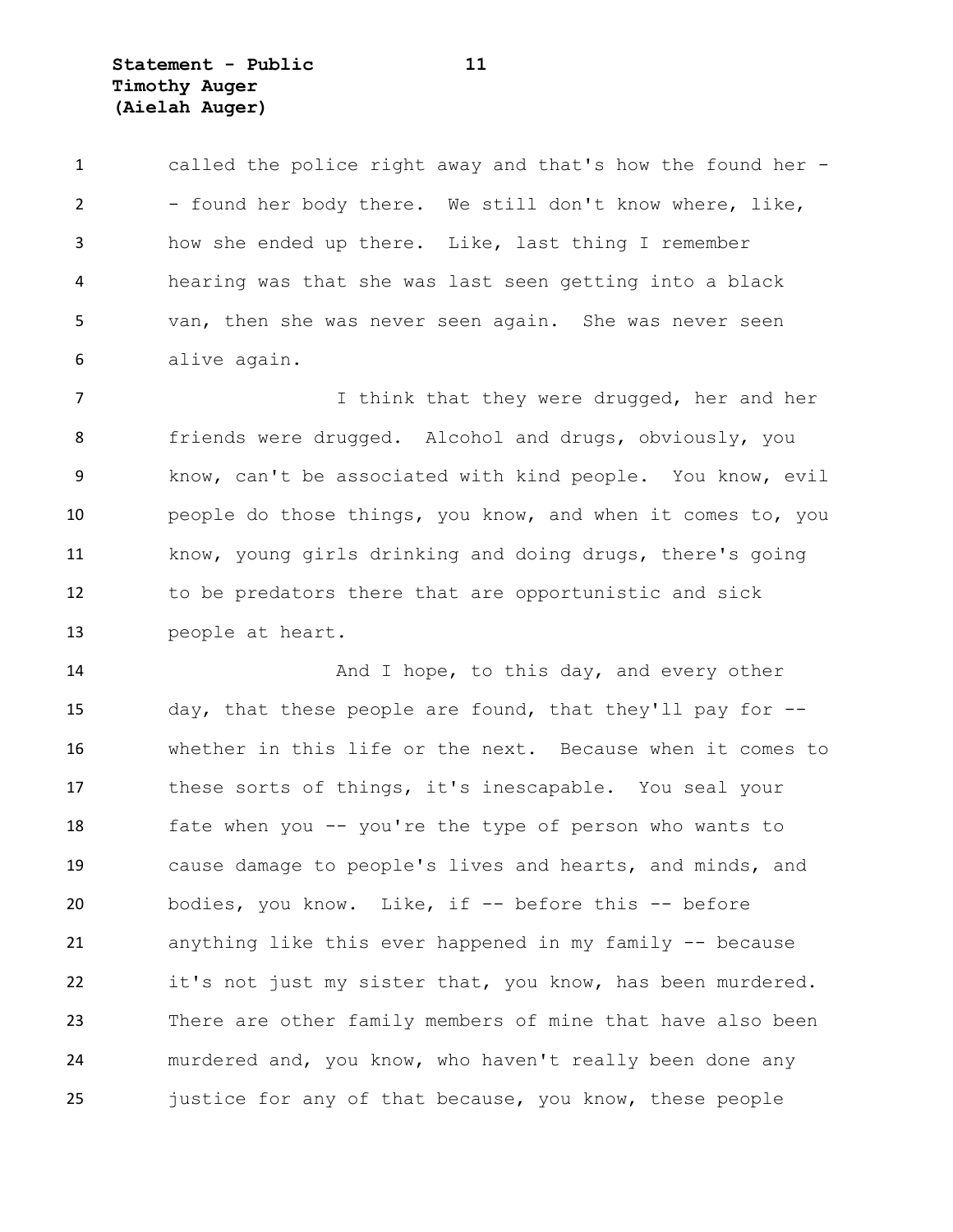called the police right away and that's how the found her -- found her body there. We still don't know where, like, how she ended up there. Like, last thing I remember hearing was that she was last seen getting into a black van, then she was never seen again. She was never seen alive again.

I think that they were drugged, her and her friends were drugged. Alcohol and drugs, obviously, you know, can't be associated with kind people. You know, evil people do those things, you know, and when it comes to, you know, young girls drinking and doing drugs, there's going to be predators there that are opportunistic and sick people at heart.

And I hope, to this day, and every other day, that these people are found, that they'll pay for -- whether in this life or the next. Because when it comes to these sorts of things, it's inescapable. You seal your fate when you -- you're the type of person who wants to cause damage to people's lives and hearts, and minds, and bodies, you know. Like, if -- before this -- before anything like this ever happened in my family -- because it's not just my sister that, you know, has been murdered. There are other family members of mine that have also been murdered and, you know, who haven't really been done any justice for any of that because, you know, these people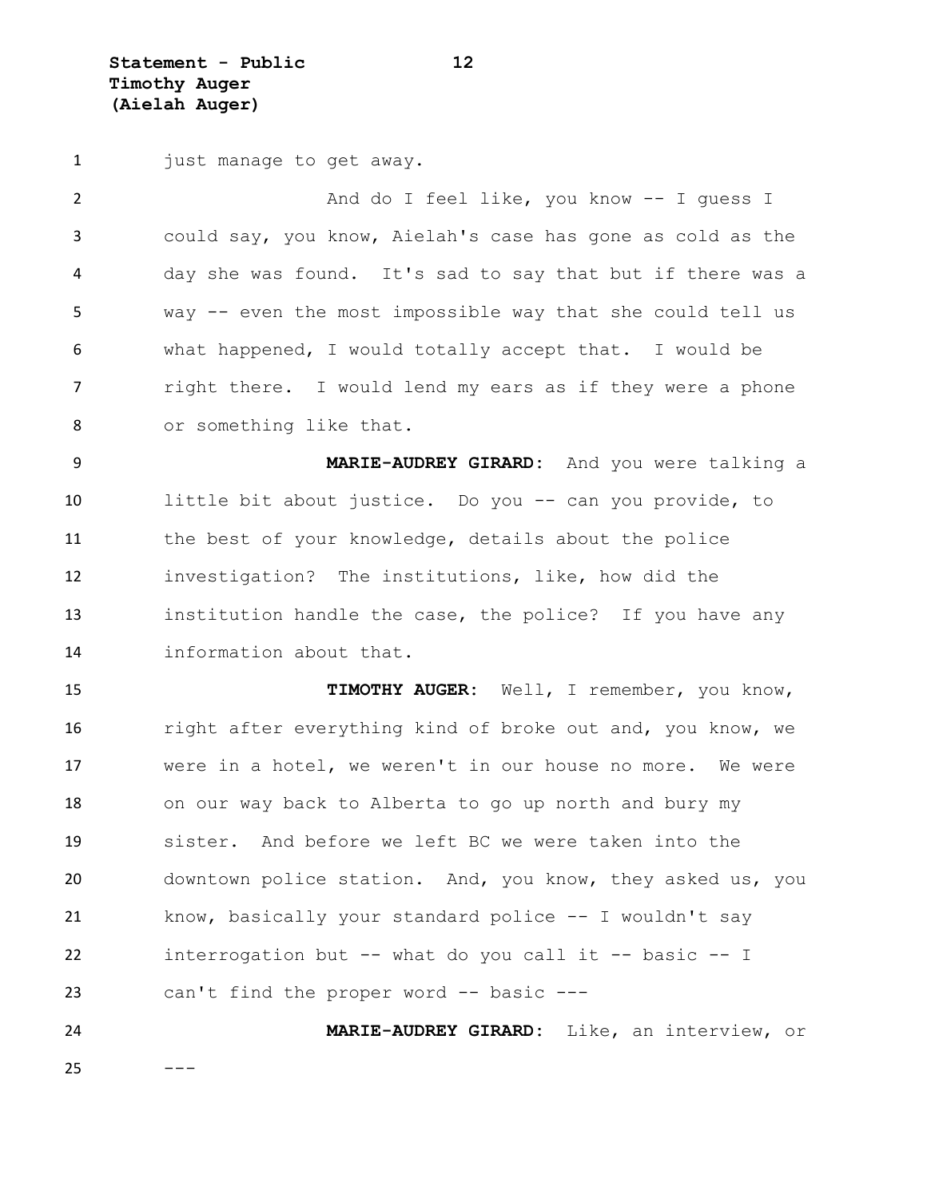just manage to get away.

And do I feel like, you know -- I guess I could say, you know, Aielah's case has gone as cold as the day she was found. It's sad to say that but if there was a way -- even the most impossible way that she could tell us what happened, I would totally accept that. I would be right there. I would lend my ears as if they were a phone or something like that.

**MARIE-AUDREY GIRARD:** And you were talking a little bit about justice. Do you -- can you provide, to the best of your knowledge, details about the police investigation? The institutions, like, how did the institution handle the case, the police? If you have any information about that.

**TIMOTHY AUGER:** Well, I remember, you know, right after everything kind of broke out and, you know, we were in a hotel, we weren't in our house no more. We were on our way back to Alberta to go up north and bury my sister. And before we left BC we were taken into the downtown police station. And, you know, they asked us, you know, basically your standard police -- I wouldn't say interrogation but -- what do you call it -- basic -- I can't find the proper word -- basic ---

**MARIE-AUDREY GIRARD:** Like, an interview, or ---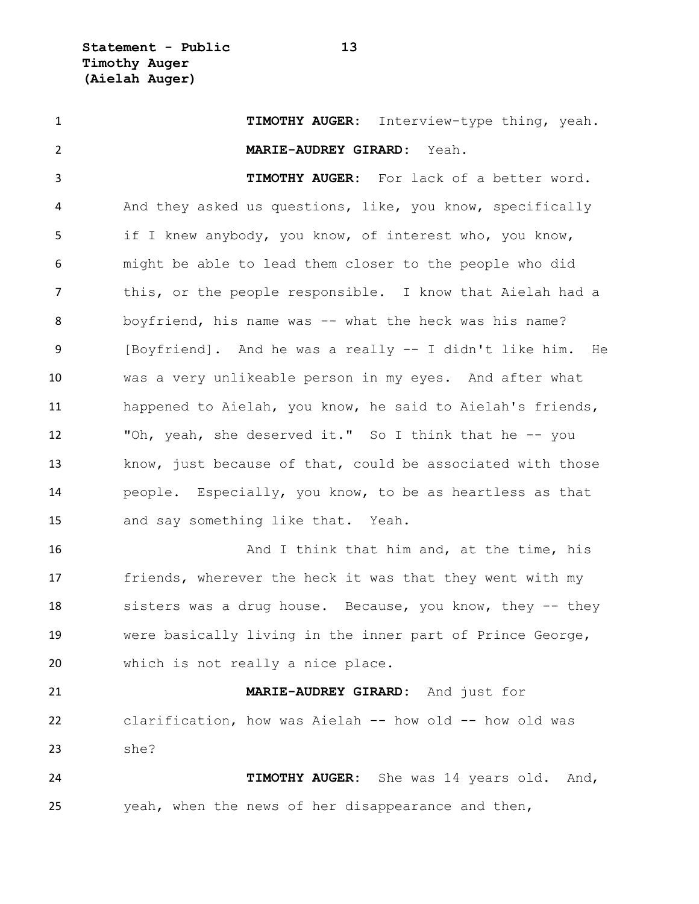**TIMOTHY AUGER**: Interview-type thing, yeah.

**MARIE-AUDREY GIRARD**: Yeah.

**TIMOTHY AUGER**: For lack of a better word. And they asked us questions, like, you know, specifically if I knew anybody, you know, of interest who, you know, might be able to lead them closer to the people who did this, or the people responsible. I know that Aielah had a boyfriend, his name was -- what the heck was his name? [Boyfriend]. And he was a really -- I didn't like him. He was a very unlikeable person in my eyes. And after what happened to Aielah, you know, he said to Aielah's friends, "Oh, yeah, she deserved it." So I think that he -- you know, just because of that, could be associated with those people. Especially, you know, to be as heartless as that and say something like that. Yeah.

And I think that him and, at the time, his friends, wherever the heck it was that they went with my sisters was a drug house. Because, you know, they -- they were basically living in the inner part of Prince George, which is not really a nice place.

**MARIE-AUDREY GIRARD**: And just for clarification, how was Aielah -- how old -- how old was she?

**TIMOTHY AUGER**: She was 14 years old. And, yeah, when the news of her disappearance and then,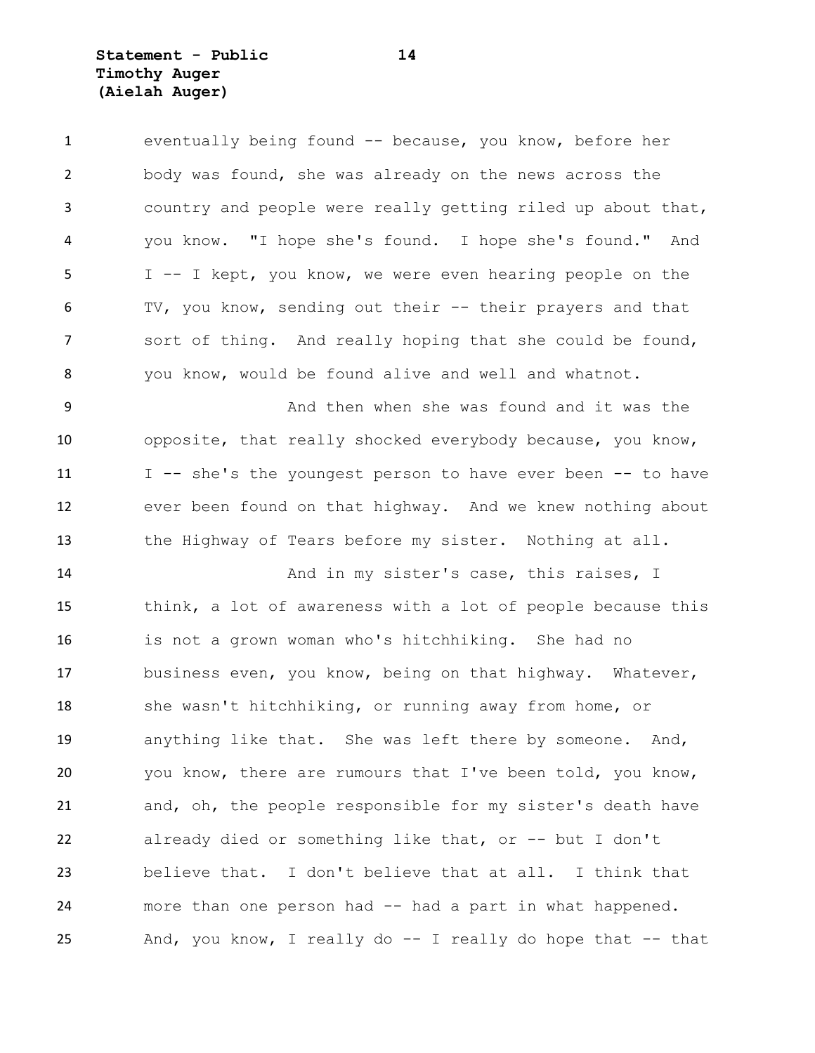eventually being found -- because, you know, before her body was found, she was already on the news across the country and people were really getting riled up about that, you know. "I hope she's found. I hope she's found." And I -- I kept, you know, we were even hearing people on the TV, you know, sending out their -- their prayers and that sort of thing. And really hoping that she could be found, you know, would be found alive and well and whatnot.

And then when she was found and it was the opposite, that really shocked everybody because, you know, I -- she's the youngest person to have ever been -- to have ever been found on that highway. And we knew nothing about the Highway of Tears before my sister. Nothing at all.

And in my sister's case, this raises, I think, a lot of awareness with a lot of people because this is not a grown woman who's hitchhiking. She had no business even, you know, being on that highway. Whatever, she wasn't hitchhiking, or running away from home, or anything like that. She was left there by someone. And, you know, there are rumours that I've been told, you know, and, oh, the people responsible for my sister's death have already died or something like that, or -- but I don't believe that. I don't believe that at all. I think that more than one person had -- had a part in what happened. And, you know, I really do -- I really do hope that -- that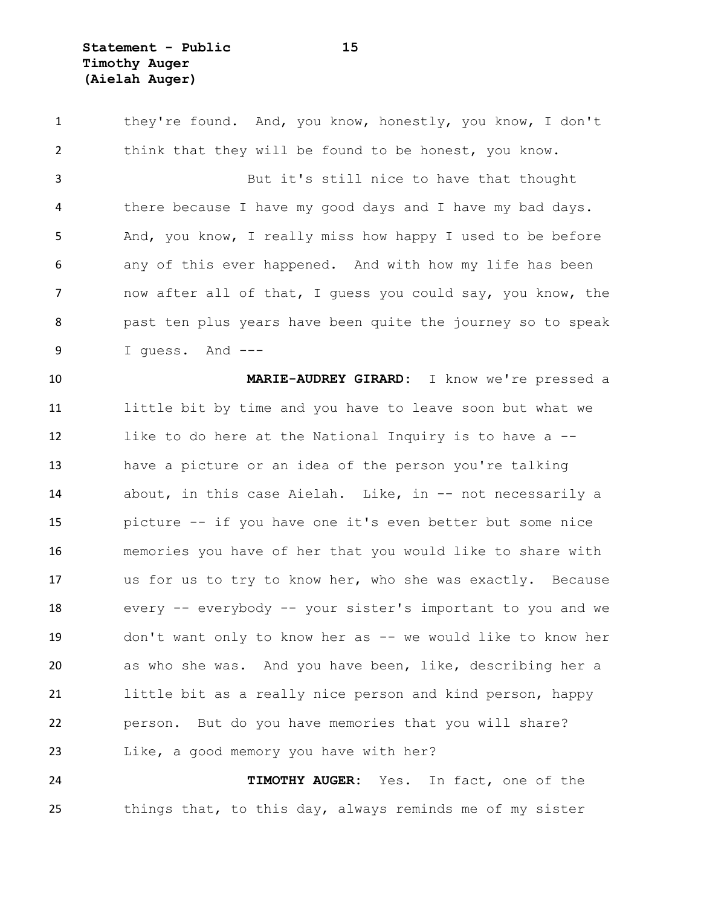they're found. And, you know, honestly, you know, I don't think that they will be found to be honest, you know.

But it's still nice to have that thought there because I have my good days and I have my bad days. And, you know, I really miss how happy I used to be before any of this ever happened. And with how my life has been now after all of that, I guess you could say, you know, the past ten plus years have been quite the journey so to speak I guess. And ---

**MARIE-AUDREY GIRARD:** I know we're pressed a little bit by time and you have to leave soon but what we like to do here at the National Inquiry is to have a -- have a picture or an idea of the person you're talking about, in this case Aielah. Like, in -- not necessarily a picture -- if you have one it's even better but some nice memories you have of her that you would like to share with us for us to try to know her, who she was exactly. Because every -- everybody -- your sister's important to you and we don't want only to know her as -- we would like to know her as who she was. And you have been, like, describing her a little bit as a really nice person and kind person, happy person. But do you have memories that you will share? Like, a good memory you have with her?

**TIMOTHY AUGER:** Yes. In fact, one of the things that, to this day, always reminds me of my sister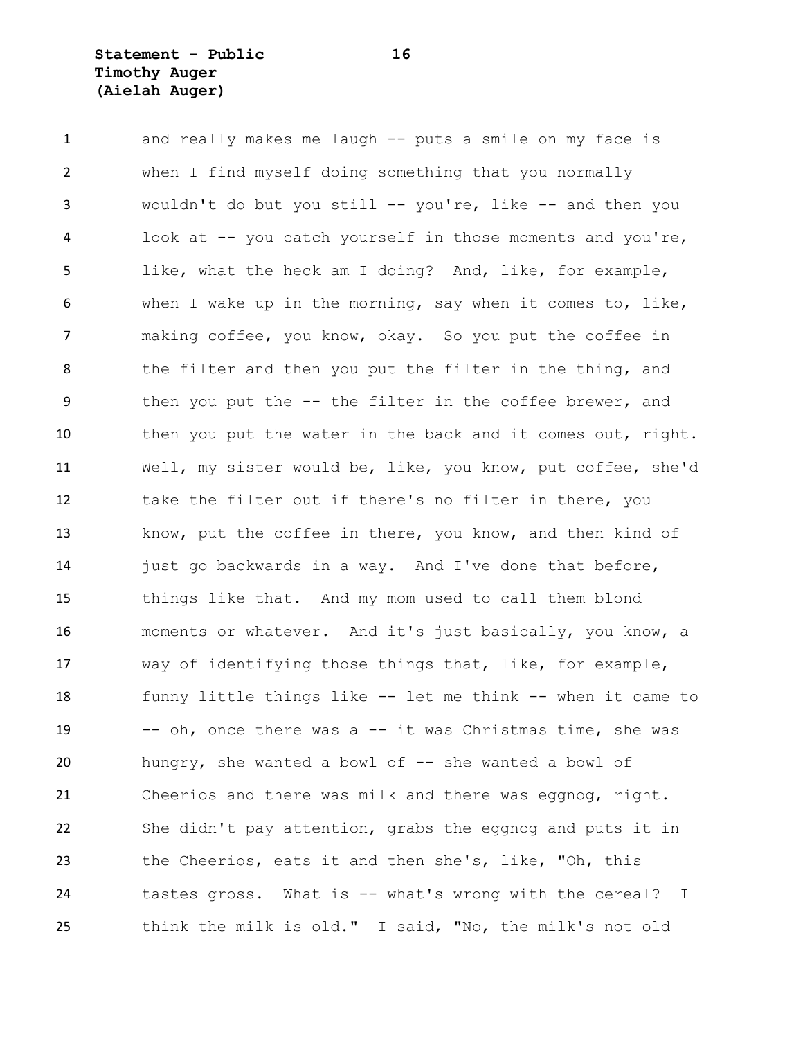and really makes me laugh -- puts a smile on my face is when I find myself doing something that you normally wouldn't do but you still -- you're, like -- and then you look at -- you catch yourself in those moments and you're, like, what the heck am I doing? And, like, for example, when I wake up in the morning, say when it comes to, like, making coffee, you know, okay. So you put the coffee in the filter and then you put the filter in the thing, and then you put the -- the filter in the coffee brewer, and then you put the water in the back and it comes out, right. Well, my sister would be, like, you know, put coffee, she'd take the filter out if there's no filter in there, you know, put the coffee in there, you know, and then kind of just go backwards in a way. And I've done that before, things like that. And my mom used to call them blond moments or whatever. And it's just basically, you know, a way of identifying those things that, like, for example, funny little things like -- let me think -- when it came to -- oh, once there was a -- it was Christmas time, she was hungry, she wanted a bowl of -- she wanted a bowl of Cheerios and there was milk and there was eggnog, right. She didn't pay attention, grabs the eggnog and puts it in the Cheerios, eats it and then she's, like, "Oh, this tastes gross. What is -- what's wrong with the cereal? I think the milk is old." I said, "No, the milk's not old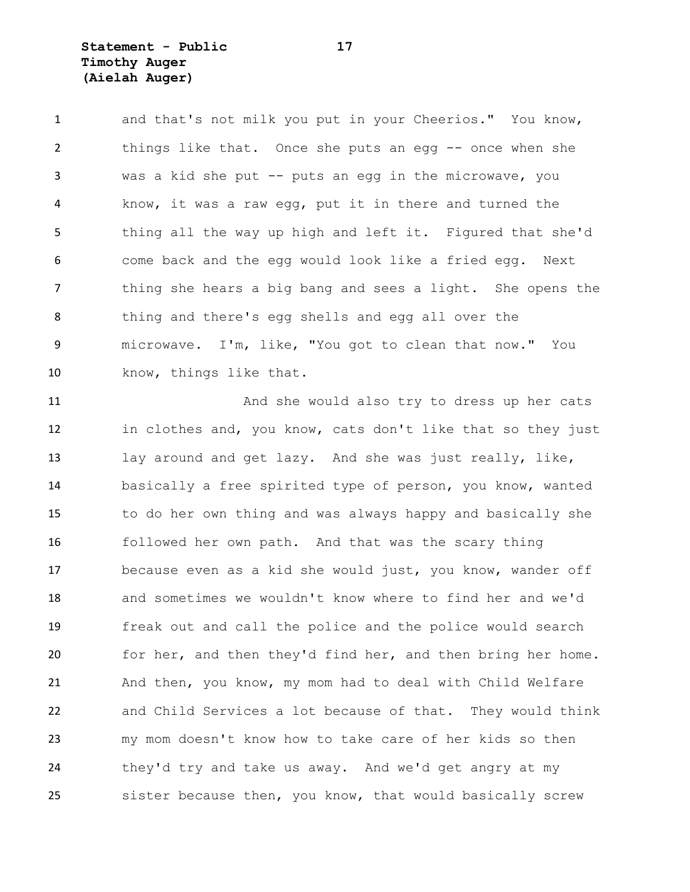and that's not milk you put in your Cheerios." You know, things like that. Once she puts an egg -- once when she was a kid she put -- puts an egg in the microwave, you know, it was a raw egg, put it in there and turned the thing all the way up high and left it. Figured that she'd come back and the egg would look like a fried egg. Next thing she hears a big bang and sees a light. She opens the thing and there's egg shells and egg all over the microwave. I'm, like, "You got to clean that now." You know, things like that.

And she would also try to dress up her cats in clothes and, you know, cats don't like that so they just lay around and get lazy. And she was just really, like, basically a free spirited type of person, you know, wanted to do her own thing and was always happy and basically she followed her own path. And that was the scary thing because even as a kid she would just, you know, wander off and sometimes we wouldn't know where to find her and we'd freak out and call the police and the police would search for her, and then they'd find her, and then bring her home. And then, you know, my mom had to deal with Child Welfare and Child Services a lot because of that. They would think my mom doesn't know how to take care of her kids so then they'd try and take us away. And we'd get angry at my sister because then, you know, that would basically screw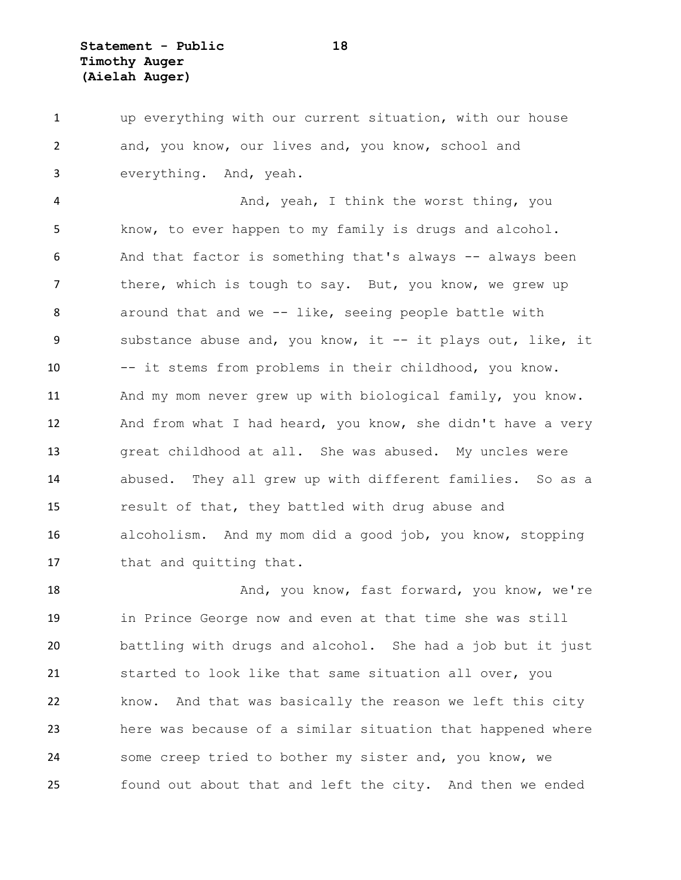up everything with our current situation, with our house and, you know, our lives and, you know, school and everything. And, yeah.

And, yeah, I think the worst thing, you know, to ever happen to my family is drugs and alcohol. And that factor is something that's always -- always been there, which is tough to say. But, you know, we grew up around that and we -- like, seeing people battle with substance abuse and, you know, it -- it plays out, like, it -- it stems from problems in their childhood, you know. And my mom never grew up with biological family, you know. And from what I had heard, you know, she didn't have a very great childhood at all. She was abused. My uncles were abused. They all grew up with different families. So as a result of that, they battled with drug abuse and alcoholism. And my mom did a good job, you know, stopping that and quitting that.

And, you know, fast forward, you know, we're in Prince George now and even at that time she was still battling with drugs and alcohol. She had a job but it just started to look like that same situation all over, you know. And that was basically the reason we left this city here was because of a similar situation that happened where some creep tried to bother my sister and, you know, we found out about that and left the city. And then we ended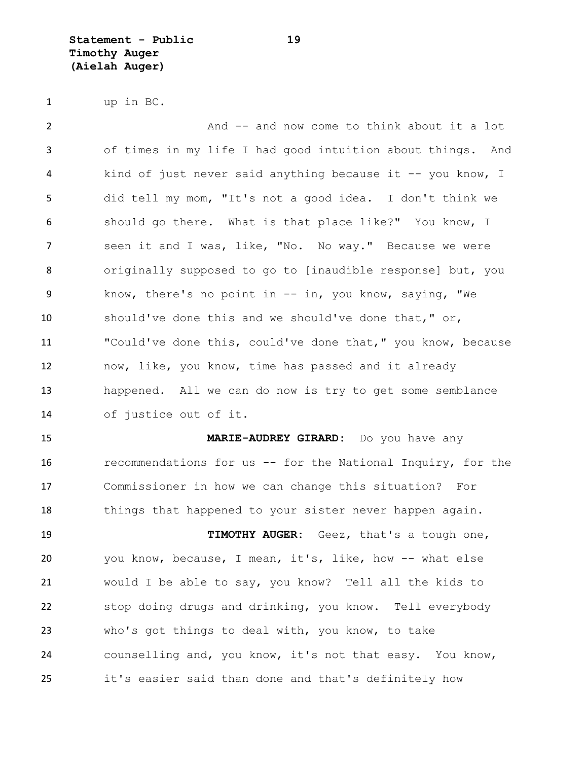up in BC.

And -- and now come to think about it a lot of times in my life I had good intuition about things. And kind of just never said anything because it -- you know, I did tell my mom, "It's not a good idea. I don't think we should go there. What is that place like?" You know, I seen it and I was, like, "No. No way." Because we were originally supposed to go to [inaudible response] but, you know, there's no point in -- in, you know, saying, "We should've done this and we should've done that," or, "Could've done this, could've done that," you know, because now, like, you know, time has passed and it already happened. All we can do now is try to get some semblance of justice out of it.

**MARIE-AUDREY GIRARD**: Do you have any recommendations for us -- for the National Inquiry, for the Commissioner in how we can change this situation? For things that happened to your sister never happen again.

**TIMOTHY AUGER**: Geez, that's a tough one, you know, because, I mean, it's, like, how -- what else would I be able to say, you know? Tell all the kids to stop doing drugs and drinking, you know. Tell everybody who's got things to deal with, you know, to take counselling and, you know, it's not that easy. You know, it's easier said than done and that's definitely how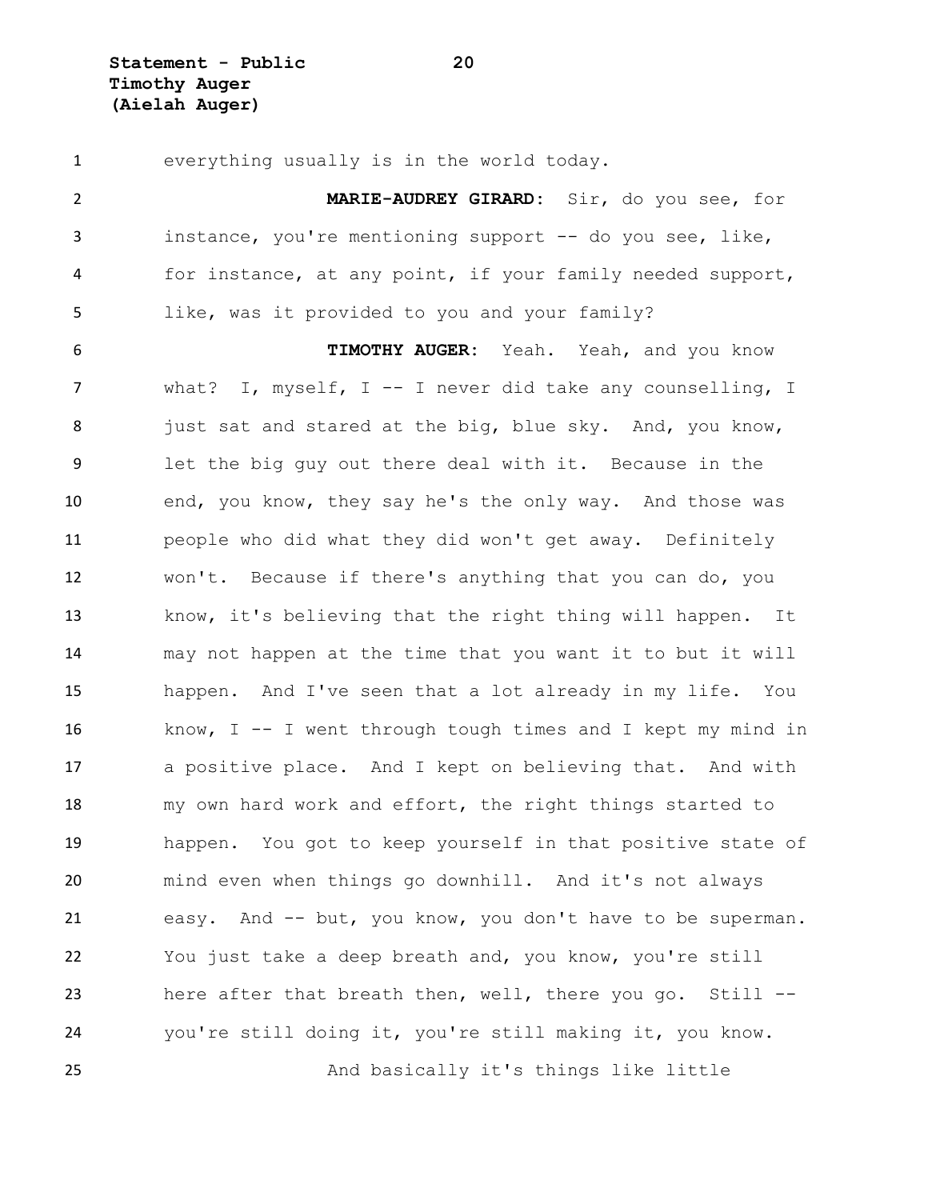everything usually is in the world today.

**MARIE-AUDREY GIRARD:** Sir, do you see, for instance, you're mentioning support -- do you see, like, for instance, at any point, if your family needed support, like, was it provided to you and your family?

**TIMOTHY AUGER:** Yeah. Yeah, and you know what? I, myself, I -- I never did take any counselling, I just sat and stared at the big, blue sky. And, you know, let the big guy out there deal with it. Because in the end, you know, they say he's the only way. And those was people who did what they did won't get away. Definitely won't. Because if there's anything that you can do, you know, it's believing that the right thing will happen. It may not happen at the time that you want it to but it will happen. And I've seen that a lot already in my life. You know, I -- I went through tough times and I kept my mind in a positive place. And I kept on believing that. And with my own hard work and effort, the right things started to happen. You got to keep yourself in that positive state of mind even when things go downhill. And it's not always easy. And -- but, you know, you don't have to be superman. You just take a deep breath and, you know, you're still here after that breath then, well, there you go. Still -- you're still doing it, you're still making it, you know.

And basically it's things like little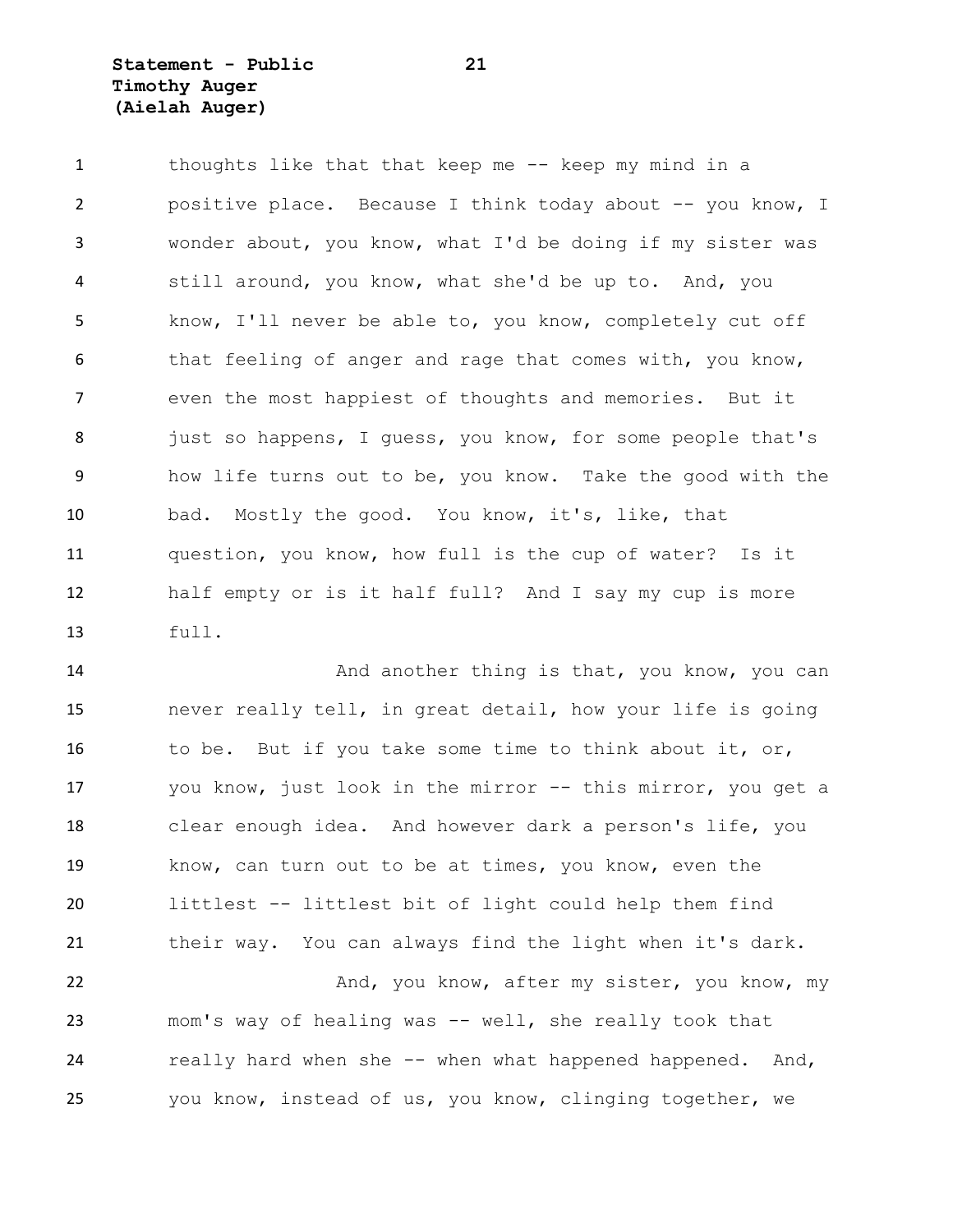thoughts like that that keep me -- keep my mind in a positive place. Because I think today about -- you know, I wonder about, you know, what I'd be doing if my sister was still around, you know, what she'd be up to. And, you know, I'll never be able to, you know, completely cut off that feeling of anger and rage that comes with, you know, even the most happiest of thoughts and memories. But it just so happens, I guess, you know, for some people that's how life turns out to be, you know. Take the good with the bad. Mostly the good. You know, it's, like, that question, you know, how full is the cup of water? Is it half empty or is it half full? And I say my cup is more full.

And another thing is that, you know, you can never really tell, in great detail, how your life is going to be. But if you take some time to think about it, or, you know, just look in the mirror -- this mirror, you get a clear enough idea. And however dark a person's life, you know, can turn out to be at times, you know, even the littlest -- littlest bit of light could help them find their way. You can always find the light when it's dark.

And, you know, after my sister, you know, my mom's way of healing was -- well, she really took that really hard when she -- when what happened happened. And, you know, instead of us, you know, clinging together, we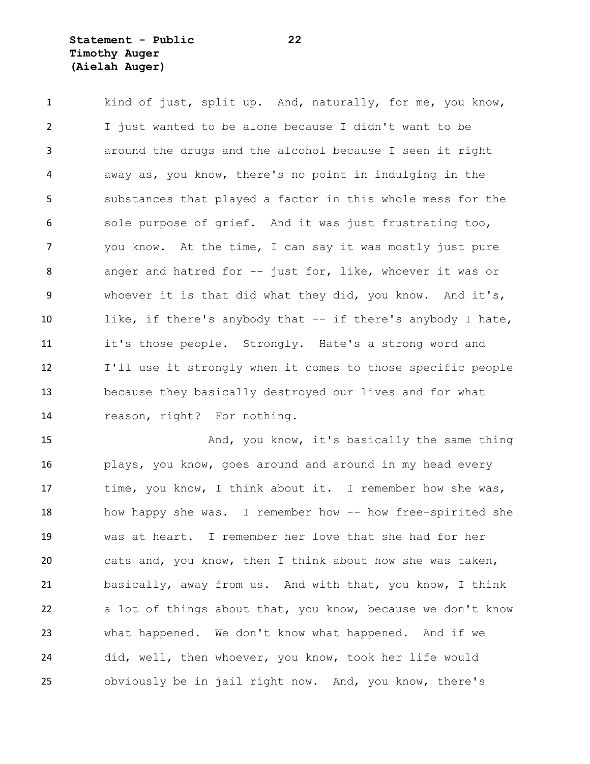kind of just, split up. And, naturally, for me, you know, I just wanted to be alone because I didn't want to be around the drugs and the alcohol because I seen it right away as, you know, there's no point in indulging in the substances that played a factor in this whole mess for the sole purpose of grief. And it was just frustrating too, you know. At the time, I can say it was mostly just pure anger and hatred for -- just for, like, whoever it was or whoever it is that did what they did, you know. And it's, like, if there's anybody that -- if there's anybody I hate, it's those people. Strongly. Hate's a strong word and I'll use it strongly when it comes to those specific people because they basically destroyed our lives and for what reason, right? For nothing.

And, you know, it's basically the same thing plays, you know, goes around and around in my head every time, you know, I think about it. I remember how she was, how happy she was. I remember how -- how free-spirited she was at heart. I remember her love that she had for her cats and, you know, then I think about how she was taken, basically, away from us. And with that, you know, I think a lot of things about that, you know, because we don't know what happened. We don't know what happened. And if we did, well, then whoever, you know, took her life would obviously be in jail right now. And, you know, there's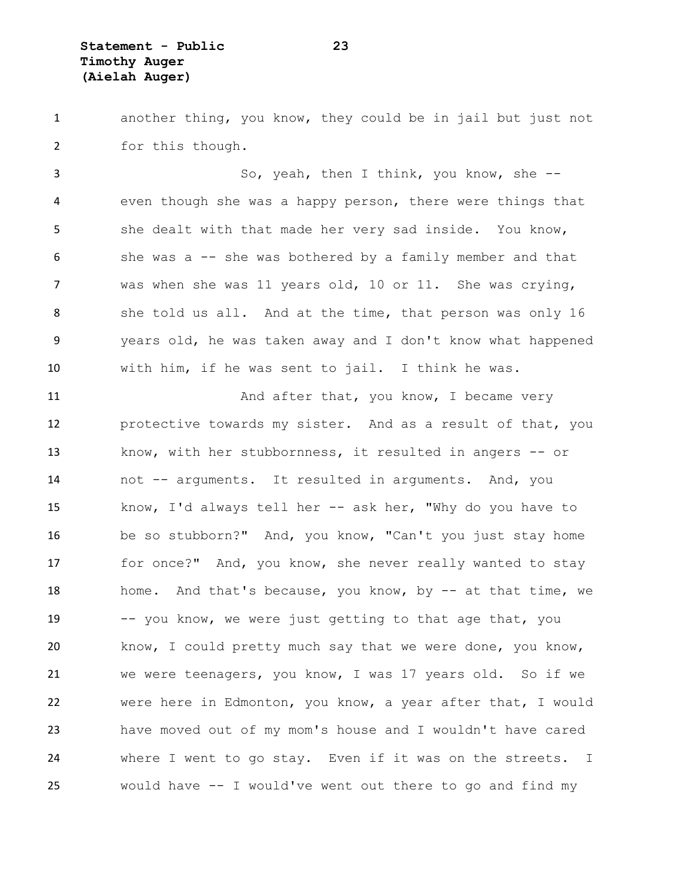another thing, you know, they could be in jail but just not for this though.

So, yeah, then I think, you know, she -- even though she was a happy person, there were things that she dealt with that made her very sad inside. You know, she was a -- she was bothered by a family member and that was when she was 11 years old, 10 or 11. She was crying, she told us all. And at the time, that person was only 16 years old, he was taken away and I don't know what happened with him, if he was sent to jail. I think he was.

And after that, you know, I became very protective towards my sister. And as a result of that, you know, with her stubbornness, it resulted in angers -- or not -- arguments. It resulted in arguments. And, you know, I'd always tell her -- ask her, "Why do you have to be so stubborn?" And, you know, "Can't you just stay home for once?" And, you know, she never really wanted to stay home. And that's because, you know, by -- at that time, we -- you know, we were just getting to that age that, you know, I could pretty much say that we were done, you know, we were teenagers, you know, I was 17 years old. So if we were here in Edmonton, you know, a year after that, I would have moved out of my mom's house and I wouldn't have cared where I went to go stay. Even if it was on the streets. I would have -- I would've went out there to go and find my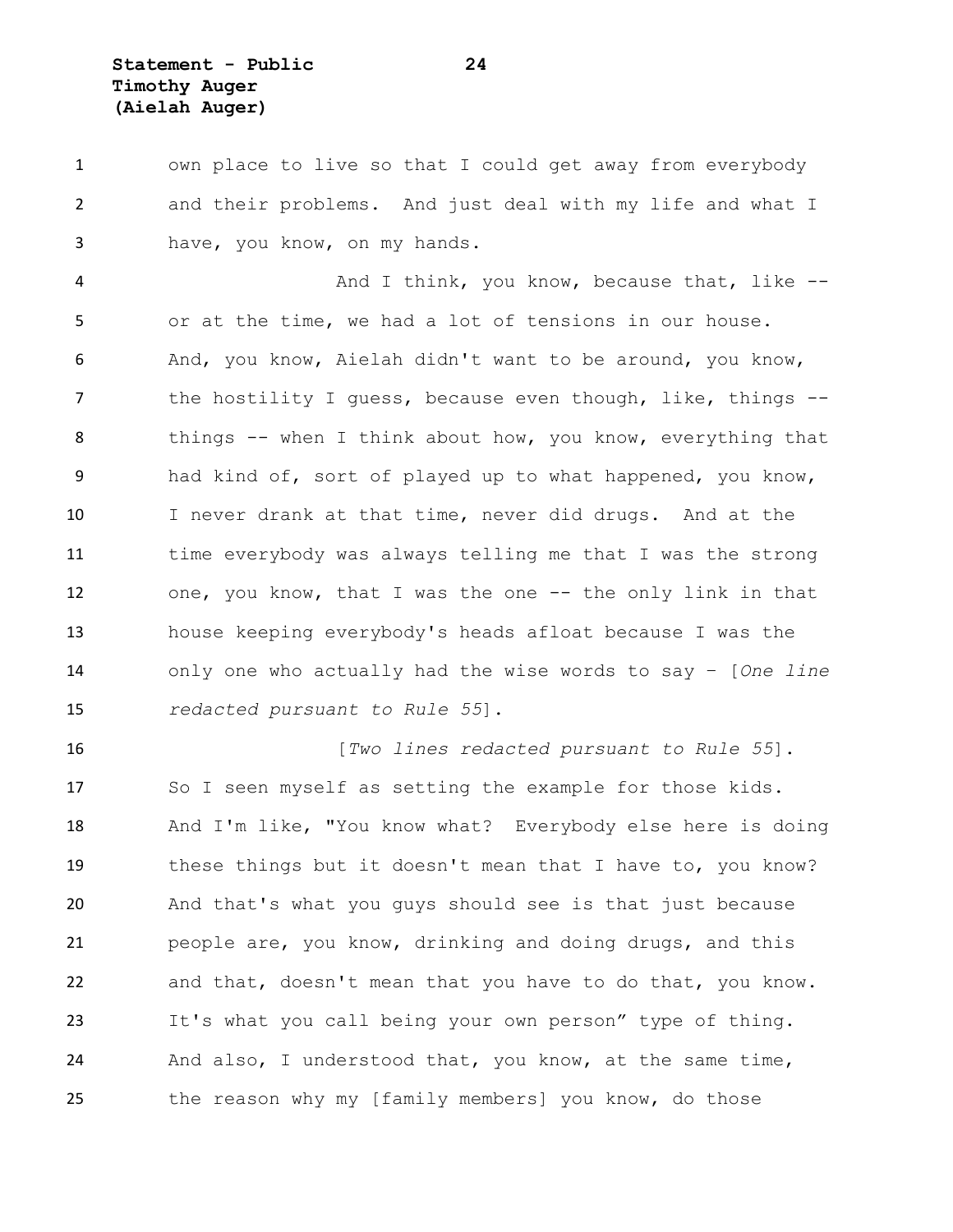own place to live so that I could get away from everybody and their problems. And just deal with my life and what I have, you know, on my hands.

And I think, you know, because that, like -- or at the time, we had a lot of tensions in our house. And, you know, Aielah didn't want to be around, you know, the hostility I guess, because even though, like, things -- things -- when I think about how, you know, everything that had kind of, sort of played up to what happened, you know, I never drank at that time, never did drugs. And at the time everybody was always telling me that I was the strong one, you know, that I was the one -- the only link in that house keeping everybody's heads afloat because I was the only one who actually had the wise words to say – [*One line redacted pursuant to Rule 55*].

[*Two lines redacted pursuant to Rule 55*]. So I seen myself as setting the example for those kids. And I'm like, "You know what? Everybody else here is doing these things but it doesn't mean that I have to, you know? And that's what you guys should see is that just because people are, you know, drinking and doing drugs, and this and that, doesn't mean that you have to do that, you know. It's what you call being your own person" type of thing. And also, I understood that, you know, at the same time, the reason why my [family members] you know, do those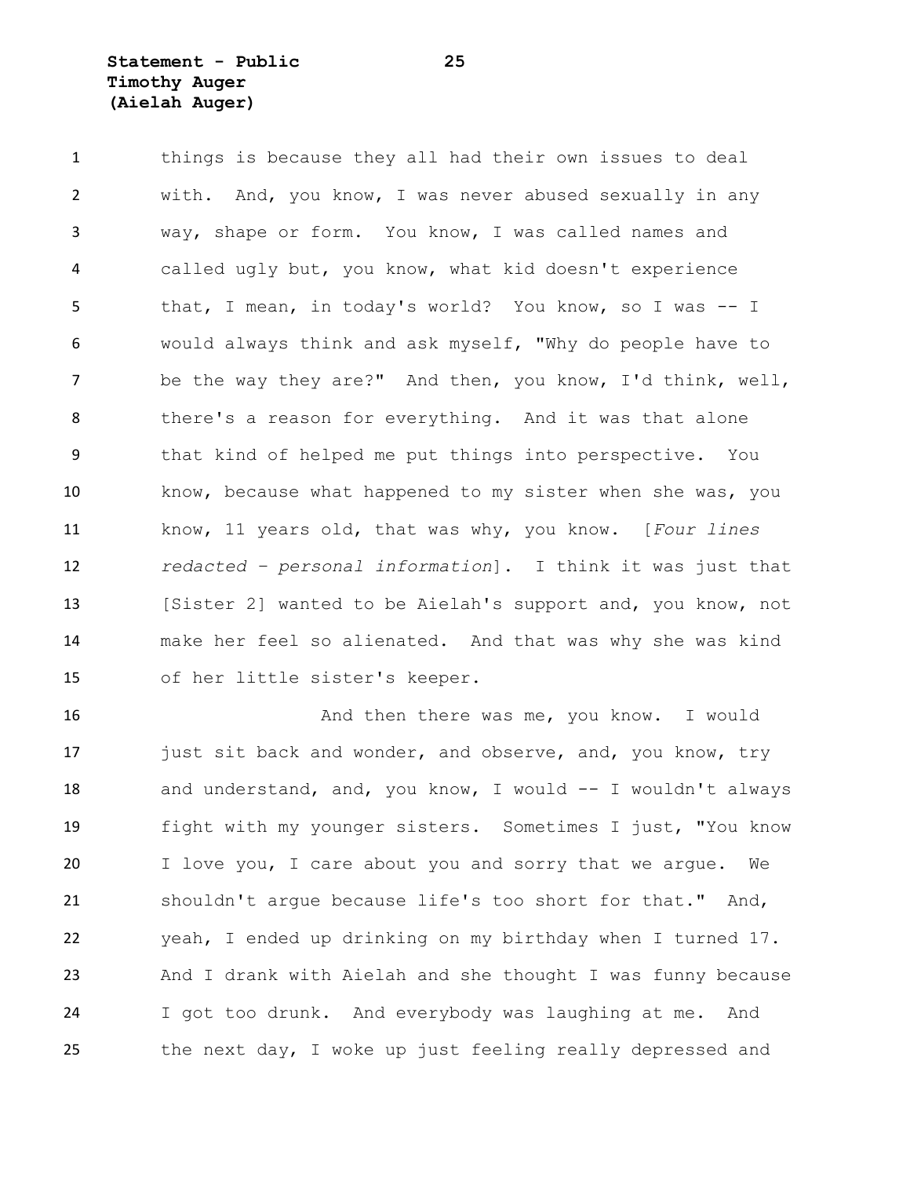things is because they all had their own issues to deal with. And, you know, I was never abused sexually in any way, shape or form. You know, I was called names and called ugly but, you know, what kid doesn't experience that, I mean, in today's world? You know, so I was -- I would always think and ask myself, "Why do people have to be the way they are?" And then, you know, I'd think, well, there's a reason for everything. And it was that alone that kind of helped me put things into perspective. You know, because what happened to my sister when she was, you know, 11 years old, that was why, you know. [*Four lines redacted – personal information*]. I think it was just that [Sister 2] wanted to be Aielah's support and, you know, not make her feel so alienated. And that was why she was kind of her little sister's keeper.

And then there was me, you know. I would just sit back and wonder, and observe, and, you know, try and understand, and, you know, I would -- I wouldn't always fight with my younger sisters. Sometimes I just, "You know I love you, I care about you and sorry that we argue. We shouldn't argue because life's too short for that." And, yeah, I ended up drinking on my birthday when I turned 17. And I drank with Aielah and she thought I was funny because I got too drunk. And everybody was laughing at me. And the next day, I woke up just feeling really depressed and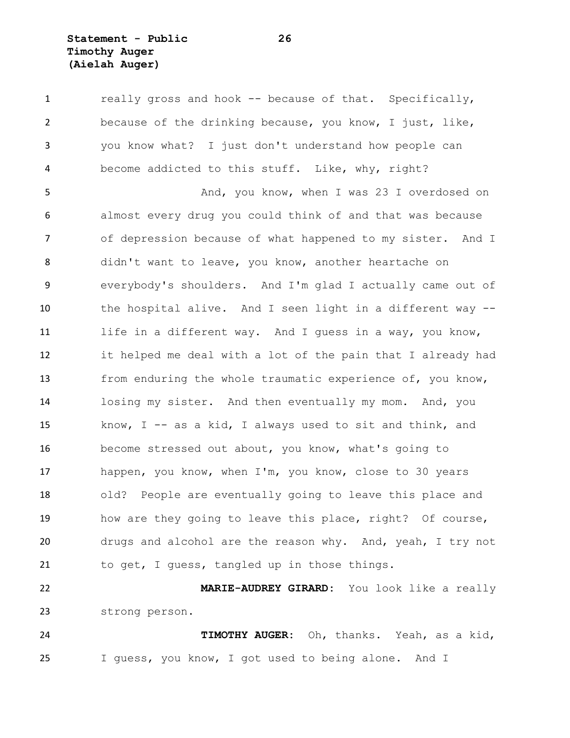really gross and hook -- because of that. Specifically, because of the drinking because, you know, I just, like, you know what? I just don't understand how people can become addicted to this stuff. Like, why, right?

And, you know, when I was 23 I overdosed on almost every drug you could think of and that was because of depression because of what happened to my sister. And I didn't want to leave, you know, another heartache on everybody's shoulders. And I'm glad I actually came out of the hospital alive. And I seen light in a different way -- life in a different way. And I guess in a way, you know, it helped me deal with a lot of the pain that I already had from enduring the whole traumatic experience of, you know, losing my sister. And then eventually my mom. And, you know, I -- as a kid, I always used to sit and think, and become stressed out about, you know, what's going to happen, you know, when I'm, you know, close to 30 years old? People are eventually going to leave this place and how are they going to leave this place, right? Of course, drugs and alcohol are the reason why. And, yeah, I try not to get, I guess, tangled up in those things.

**MARIE-AUDREY GIRARD**: You look like a really strong person.

**TIMOTHY AUGER**: Oh, thanks. Yeah, as a kid, I guess, you know, I got used to being alone. And I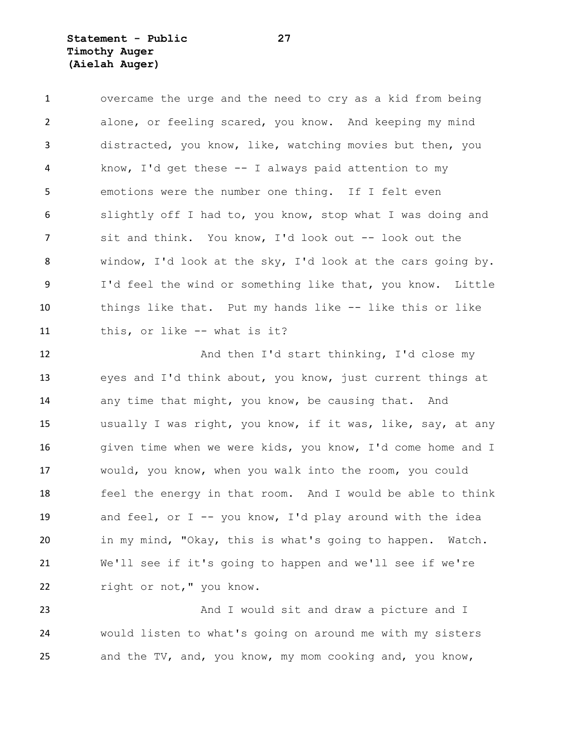overcame the urge and the need to cry as a kid from being alone, or feeling scared, you know. And keeping my mind distracted, you know, like, watching movies but then, you know, I'd get these -- I always paid attention to my emotions were the number one thing. If I felt even slightly off I had to, you know, stop what I was doing and sit and think. You know, I'd look out -- look out the window, I'd look at the sky, I'd look at the cars going by. I'd feel the wind or something like that, you know. Little things like that. Put my hands like -- like this or like this, or like -- what is it?

And then I'd start thinking, I'd close my eyes and I'd think about, you know, just current things at any time that might, you know, be causing that. And usually I was right, you know, if it was, like, say, at any given time when we were kids, you know, I'd come home and I would, you know, when you walk into the room, you could feel the energy in that room. And I would be able to think and feel, or I -- you know, I'd play around with the idea in my mind, "Okay, this is what's going to happen. Watch. We'll see if it's going to happen and we'll see if we're right or not," you know.

And I would sit and draw a picture and I would listen to what's going on around me with my sisters and the TV, and, you know, my mom cooking and, you know,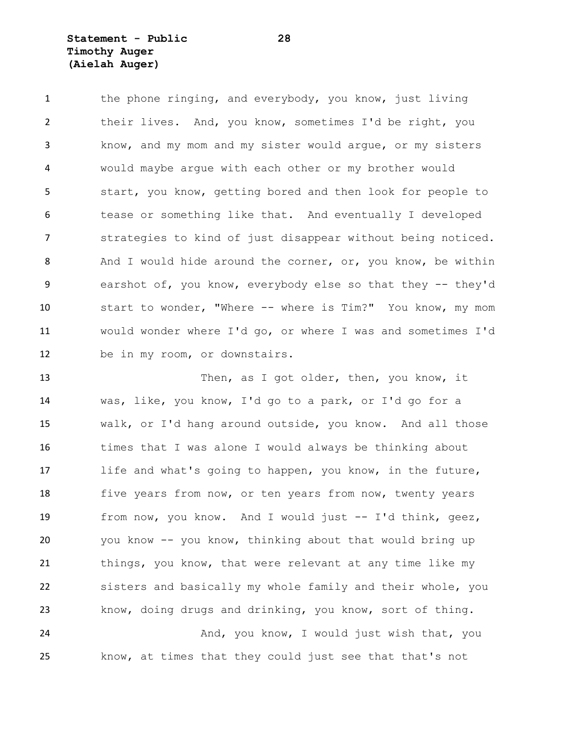the phone ringing, and everybody, you know, just living their lives. And, you know, sometimes I'd be right, you know, and my mom and my sister would argue, or my sisters would maybe argue with each other or my brother would start, you know, getting bored and then look for people to tease or something like that. And eventually I developed strategies to kind of just disappear without being noticed. And I would hide around the corner, or, you know, be within earshot of, you know, everybody else so that they -- they'd start to wonder, "Where -- where is Tim?" You know, my mom would wonder where I'd go, or where I was and sometimes I'd be in my room, or downstairs.

Then, as I got older, then, you know, it was, like, you know, I'd go to a park, or I'd go for a walk, or I'd hang around outside, you know. And all those times that I was alone I would always be thinking about life and what's going to happen, you know, in the future, five years from now, or ten years from now, twenty years from now, you know. And I would just -- I'd think, geez, you know -- you know, thinking about that would bring up things, you know, that were relevant at any time like my sisters and basically my whole family and their whole, you know, doing drugs and drinking, you know, sort of thing.

And, you know, I would just wish that, you know, at times that they could just see that that's not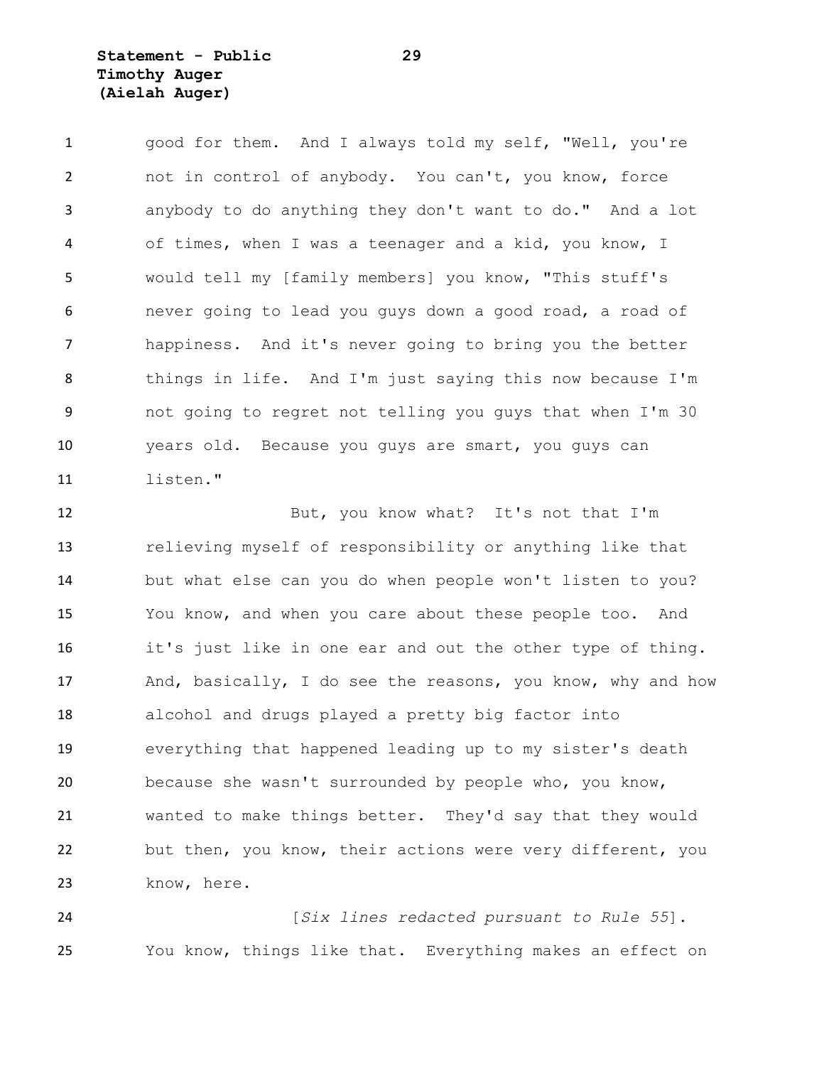good for them. And I always told my self, "Well, you're not in control of anybody. You can't, you know, force anybody to do anything they don't want to do." And a lot of times, when I was a teenager and a kid, you know, I would tell my [family members] you know, "This stuff's never going to lead you guys down a good road, a road of happiness. And it's never going to bring you the better things in life. And I'm just saying this now because I'm not going to regret not telling you guys that when I'm 30 years old. Because you guys are smart, you guys can listen."

But, you know what? It's not that I'm relieving myself of responsibility or anything like that but what else can you do when people won't listen to you? You know, and when you care about these people too. And it's just like in one ear and out the other type of thing. And, basically, I do see the reasons, you know, why and how alcohol and drugs played a pretty big factor into everything that happened leading up to my sister's death because she wasn't surrounded by people who, you know, wanted to make things better. They'd say that they would but then, you know, their actions were very different, you know, here.

[*Six lines redacted pursuant to Rule 55*]. You know, things like that. Everything makes an effect on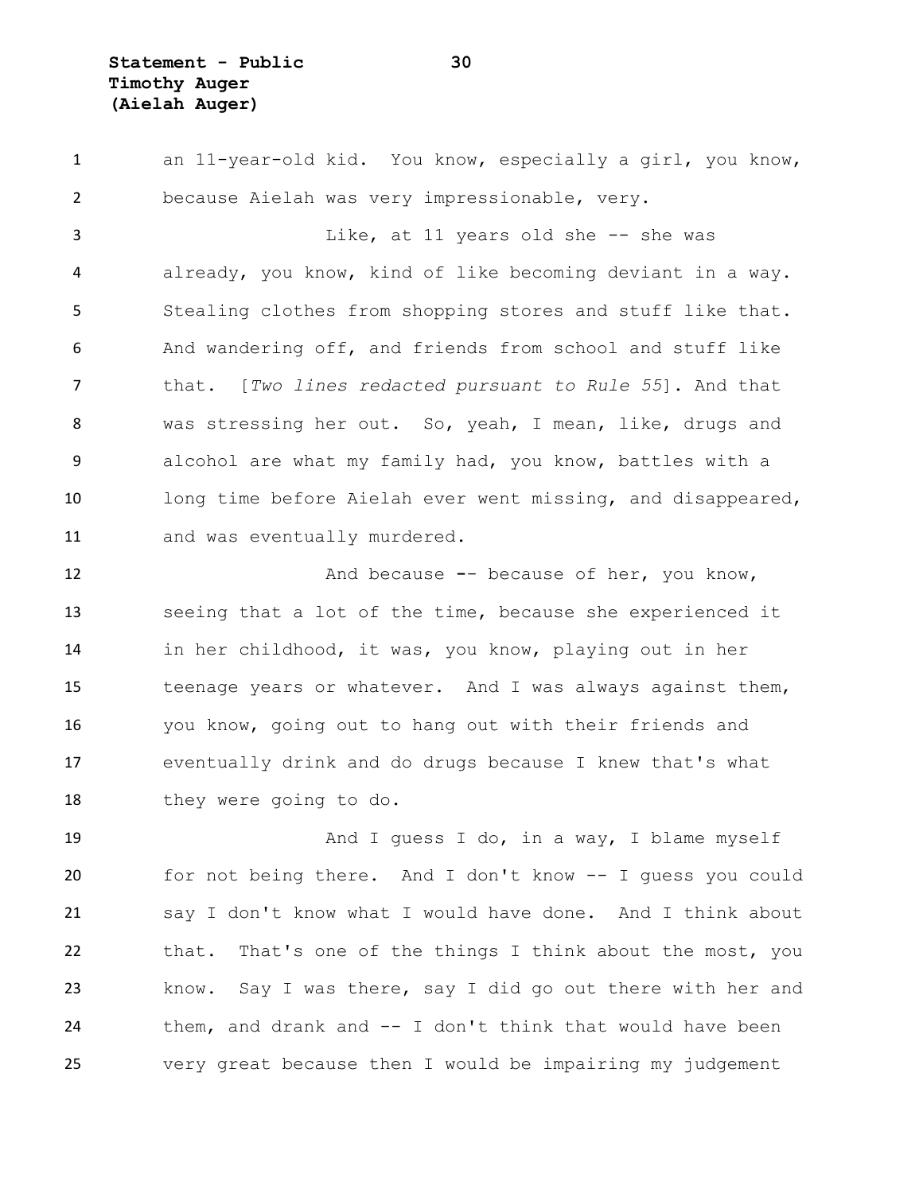an 11-year-old kid. You know, especially a girl, you know, because Aielah was very impressionable, very.

Like, at 11 years old she -- she was already, you know, kind of like becoming deviant in a way. Stealing clothes from shopping stores and stuff like that. And wandering off, and friends from school and stuff like that. [*Two lines redacted pursuant to Rule 55*]. And that was stressing her out. So, yeah, I mean, like, drugs and alcohol are what my family had, you know, battles with a long time before Aielah ever went missing, and disappeared, and was eventually murdered.

And because -- because of her, you know, seeing that a lot of the time, because she experienced it in her childhood, it was, you know, playing out in her teenage years or whatever. And I was always against them, you know, going out to hang out with their friends and eventually drink and do drugs because I knew that's what they were going to do.

And I guess I do, in a way, I blame myself for not being there. And I don't know -- I guess you could say I don't know what I would have done. And I think about that. That's one of the things I think about the most, you know. Say I was there, say I did go out there with her and them, and drank and -- I don't think that would have been very great because then I would be impairing my judgement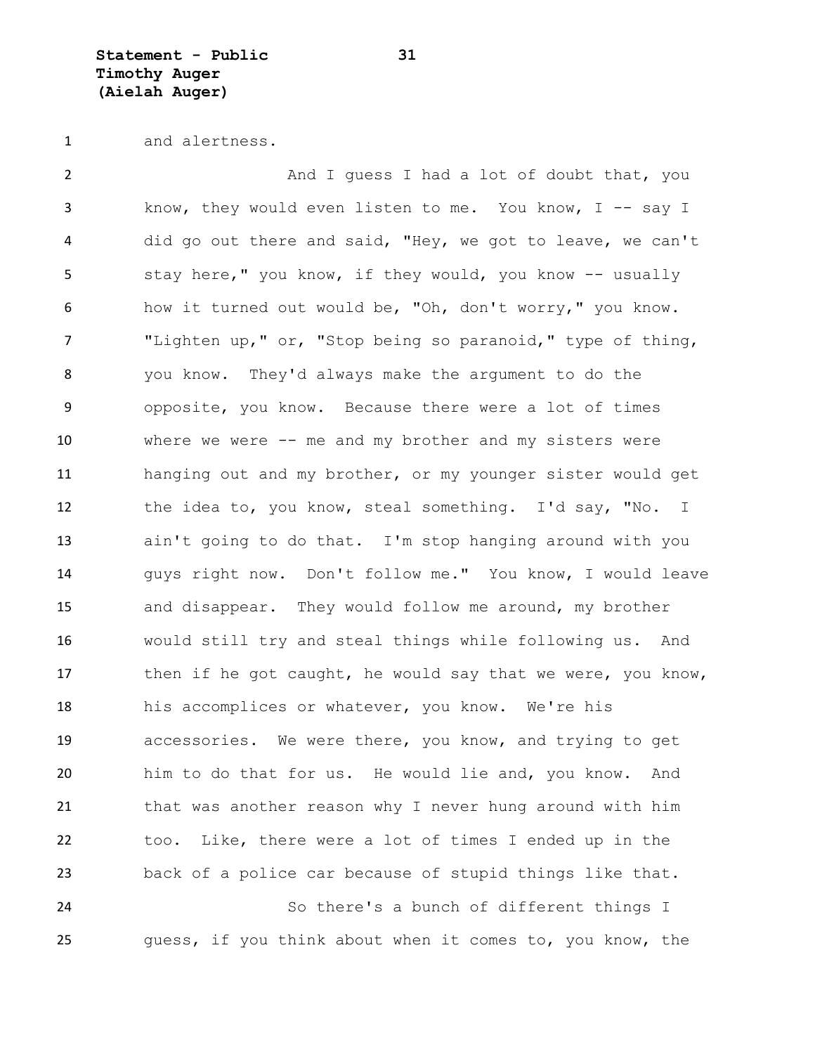and alertness.

And I guess I had a lot of doubt that, you know, they would even listen to me. You know, I -- say I did go out there and said, "Hey, we got to leave, we can't stay here," you know, if they would, you know -- usually how it turned out would be, "Oh, don't worry," you know. "Lighten up," or, "Stop being so paranoid," type of thing, you know. They'd always make the argument to do the opposite, you know. Because there were a lot of times where we were -- me and my brother and my sisters were hanging out and my brother, or my younger sister would get the idea to, you know, steal something. I'd say, "No. I ain't going to do that. I'm stop hanging around with you guys right now. Don't follow me." You know, I would leave and disappear. They would follow me around, my brother would still try and steal things while following us. And then if he got caught, he would say that we were, you know, his accomplices or whatever, you know. We're his accessories. We were there, you know, and trying to get him to do that for us. He would lie and, you know. And that was another reason why I never hung around with him too. Like, there were a lot of times I ended up in the back of a police car because of stupid things like that.

So there's a bunch of different things I guess, if you think about when it comes to, you know, the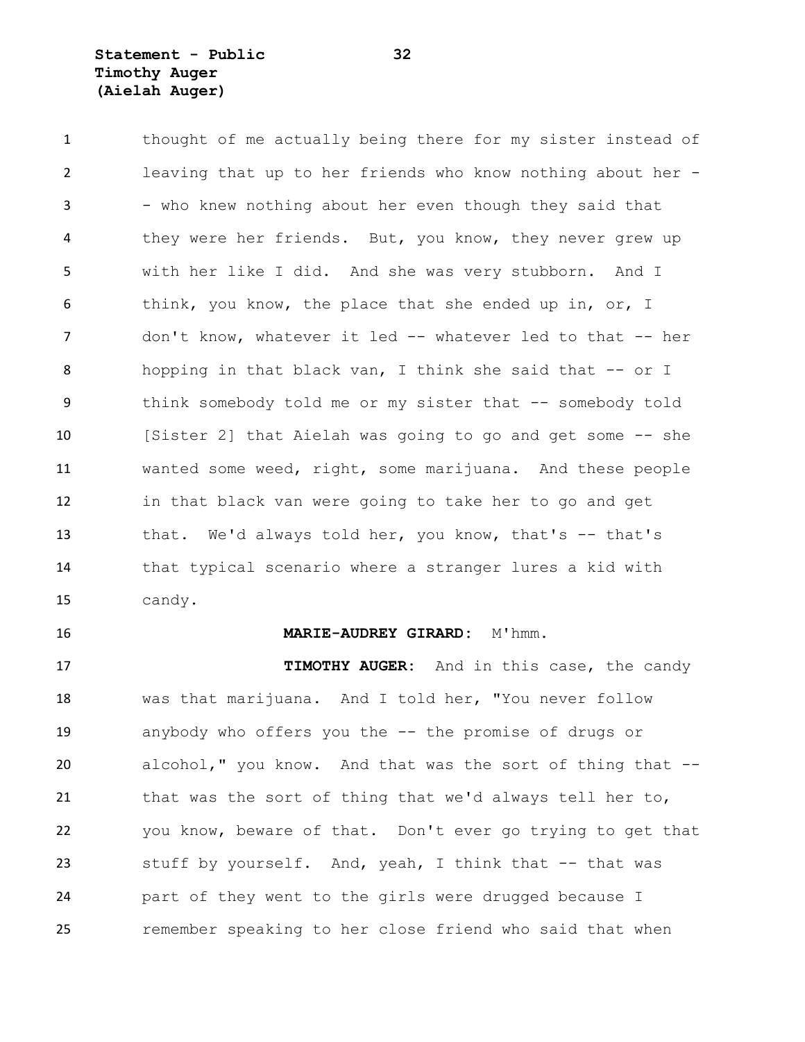thought of me actually being there for my sister instead of leaving that up to her friends who know nothing about her -- who knew nothing about her even though they said that they were her friends. But, you know, they never grew up with her like I did. And she was very stubborn. And I think, you know, the place that she ended up in, or, I don't know, whatever it led -- whatever led to that -- her hopping in that black van, I think she said that -- or I think somebody told me or my sister that -- somebody told [Sister 2] that Aielah was going to go and get some -- she wanted some weed, right, some marijuana. And these people in that black van were going to take her to go and get that. We'd always told her, you know, that's -- that's that typical scenario where a stranger lures a kid with candy.

**MARIE-AUDREY GIRARD:** M'hmm.

**TIMOTHY AUGER:** And in this case, the candy was that marijuana. And I told her, "You never follow anybody who offers you the -- the promise of drugs or alcohol," you know. And that was the sort of thing that -- that was the sort of thing that we'd always tell her to, you know, beware of that. Don't ever go trying to get that stuff by yourself. And, yeah, I think that -- that was part of they went to the girls were drugged because I remember speaking to her close friend who said that when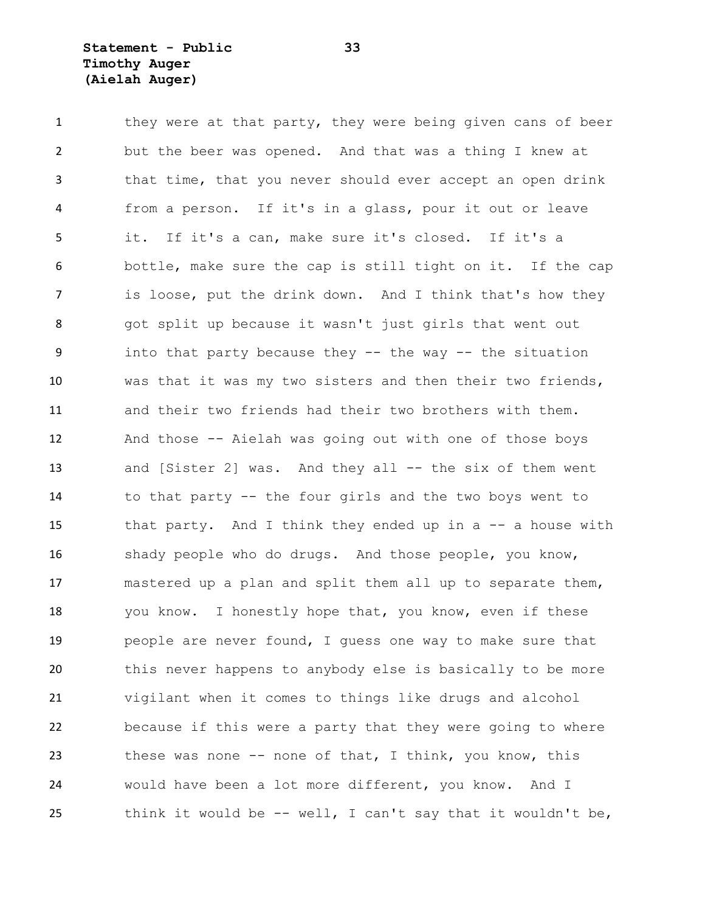they were at that party, they were being given cans of beer but the beer was opened. And that was a thing I knew at that time, that you never should ever accept an open drink from a person. If it's in a glass, pour it out or leave it. If it's a can, make sure it's closed. If it's a bottle, make sure the cap is still tight on it. If the cap is loose, put the drink down. And I think that's how they got split up because it wasn't just girls that went out into that party because they -- the way -- the situation was that it was my two sisters and then their two friends, and their two friends had their two brothers with them. And those -- Aielah was going out with one of those boys and [Sister 2] was. And they all -- the six of them went to that party -- the four girls and the two boys went to that party. And I think they ended up in a -- a house with shady people who do drugs. And those people, you know, mastered up a plan and split them all up to separate them, you know. I honestly hope that, you know, even if these people are never found, I guess one way to make sure that this never happens to anybody else is basically to be more vigilant when it comes to things like drugs and alcohol because if this were a party that they were going to where these was none -- none of that, I think, you know, this would have been a lot more different, you know. And I think it would be -- well, I can't say that it wouldn't be,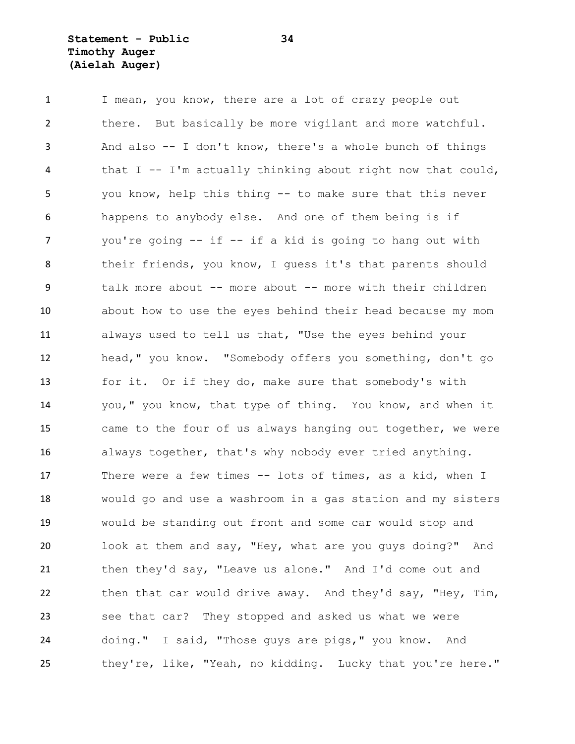I mean, you know, there are a lot of crazy people out there. But basically be more vigilant and more watchful. And also -- I don't know, there's a whole bunch of things that I -- I'm actually thinking about right now that could, you know, help this thing -- to make sure that this never happens to anybody else. And one of them being is if you're going -- if -- if a kid is going to hang out with their friends, you know, I guess it's that parents should talk more about -- more about -- more with their children about how to use the eyes behind their head because my mom always used to tell us that, "Use the eyes behind your head," you know. "Somebody offers you something, don't go for it. Or if they do, make sure that somebody's with you," you know, that type of thing. You know, and when it came to the four of us always hanging out together, we were always together, that's why nobody ever tried anything. There were a few times -- lots of times, as a kid, when I would go and use a washroom in a gas station and my sisters would be standing out front and some car would stop and look at them and say, "Hey, what are you guys doing?" And then they'd say, "Leave us alone." And I'd come out and then that car would drive away. And they'd say, "Hey, Tim, see that car? They stopped and asked us what we were doing." I said, "Those guys are pigs," you know. And they're, like, "Yeah, no kidding. Lucky that you're here."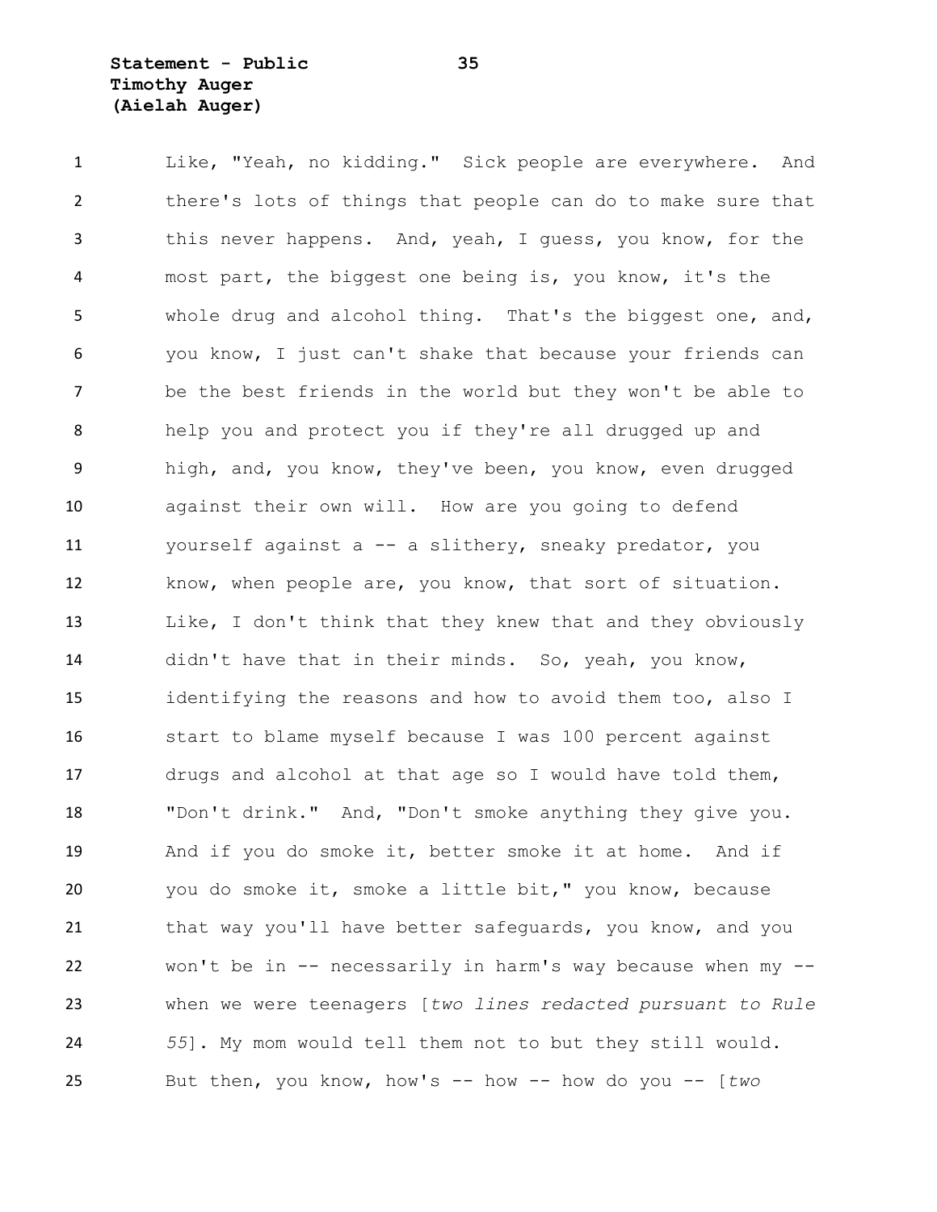Like, "Yeah, no kidding." Sick people are everywhere. And there's lots of things that people can do to make sure that this never happens. And, yeah, I guess, you know, for the most part, the biggest one being is, you know, it's the whole drug and alcohol thing. That's the biggest one, and, you know, I just can't shake that because your friends can be the best friends in the world but they won't be able to help you and protect you if they're all drugged up and high, and, you know, they've been, you know, even drugged against their own will. How are you going to defend yourself against a -- a slithery, sneaky predator, you know, when people are, you know, that sort of situation. Like, I don't think that they knew that and they obviously didn't have that in their minds. So, yeah, you know, identifying the reasons and how to avoid them too, also I start to blame myself because I was 100 percent against drugs and alcohol at that age so I would have told them, "Don't drink." And, "Don't smoke anything they give you. And if you do smoke it, better smoke it at home. And if you do smoke it, smoke a little bit," you know, because that way you'll have better safeguards, you know, and you won't be in -- necessarily in harm's way because when my -- when we were teenagers [*two lines redacted pursuant to Rule 55*]. My mom would tell them not to but they still would. But then, you know, how's -- how -- how do you -- [*two*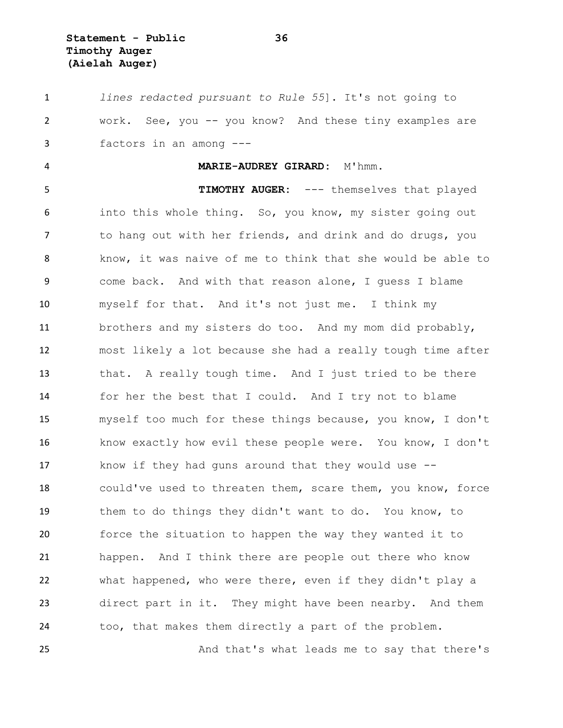*lines redacted pursuant to Rule 55*]. It's not going to work. See, you -- you know? And these tiny examples are factors in an among ---

**MARIE-AUDREY GIRARD:** M'hmm.

**TIMOTHY AUGER:** --- themselves that played into this whole thing. So, you know, my sister going out to hang out with her friends, and drink and do drugs, you know, it was naive of me to think that she would be able to come back. And with that reason alone, I guess I blame myself for that. And it's not just me. I think my brothers and my sisters do too. And my mom did probably, most likely a lot because she had a really tough time after that. A really tough time. And I just tried to be there for her the best that I could. And I try not to blame myself too much for these things because, you know, I don't know exactly how evil these people were. You know, I don't know if they had guns around that they would use -- could've used to threaten them, scare them, you know, force them to do things they didn't want to do. You know, to force the situation to happen the way they wanted it to happen. And I think there are people out there who know what happened, who were there, even if they didn't play a direct part in it. They might have been nearby. And them too, that makes them directly a part of the problem.

And that's what leads me to say that there's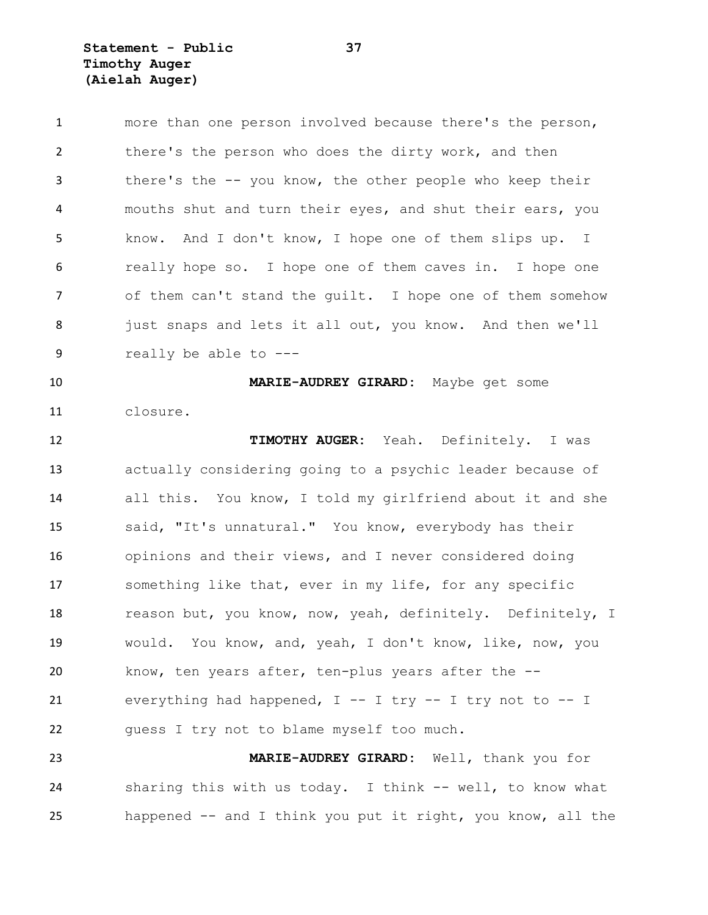more than one person involved because there's the person, there's the person who does the dirty work, and then there's the -- you know, the other people who keep their mouths shut and turn their eyes, and shut their ears, you know. And I don't know, I hope one of them slips up. I really hope so. I hope one of them caves in. I hope one of them can't stand the guilt. I hope one of them somehow just snaps and lets it all out, you know. And then we'll really be able to ---

**MARIE-AUDREY GIRARD:** Maybe get some closure.

**TIMOTHY AUGER:** Yeah. Definitely. I was actually considering going to a psychic leader because of all this. You know, I told my girlfriend about it and she said, "It's unnatural." You know, everybody has their opinions and their views, and I never considered doing something like that, ever in my life, for any specific reason but, you know, now, yeah, definitely. Definitely, I would. You know, and, yeah, I don't know, like, now, you know, ten years after, ten-plus years after the -- everything had happened, I -- I try -- I try not to -- I guess I try not to blame myself too much.

**MARIE-AUDREY GIRARD:** Well, thank you for sharing this with us today. I think -- well, to know what happened -- and I think you put it right, you know, all the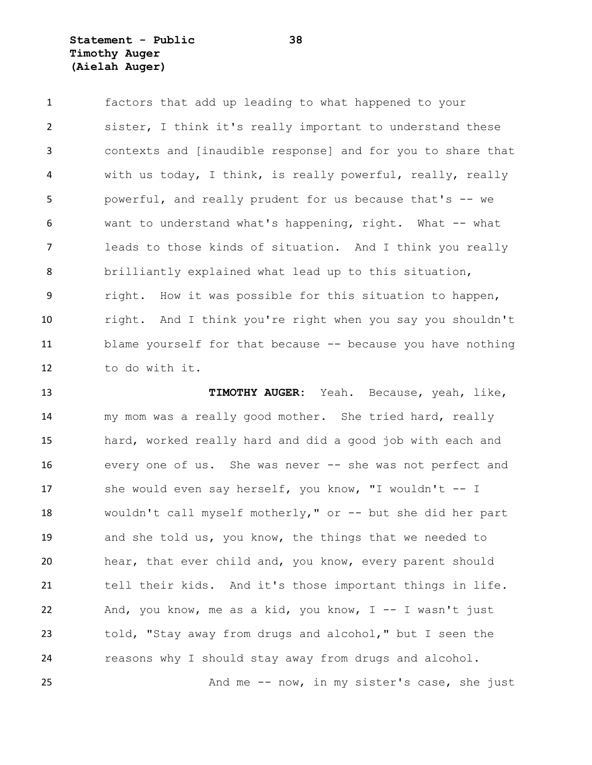factors that add up leading to what happened to your sister, I think it's really important to understand these contexts and [inaudible response] and for you to share that with us today, I think, is really powerful, really, really powerful, and really prudent for us because that's -- we want to understand what's happening, right. What -- what leads to those kinds of situation. And I think you really brilliantly explained what lead up to this situation, right. How it was possible for this situation to happen, right. And I think you're right when you say you shouldn't blame yourself for that because -- because you have nothing to do with it.

**TIMOTHY AUGER:** Yeah. Because, yeah, like, my mom was a really good mother. She tried hard, really hard, worked really hard and did a good job with each and every one of us. She was never -- she was not perfect and she would even say herself, you know, "I wouldn't -- I wouldn't call myself motherly," or -- but she did her part and she told us, you know, the things that we needed to hear, that ever child and, you know, every parent should tell their kids. And it's those important things in life. And, you know, me as a kid, you know, I -- I wasn't just told, "Stay away from drugs and alcohol," but I seen the reasons why I should stay away from drugs and alcohol.

And me -- now, in my sister's case, she just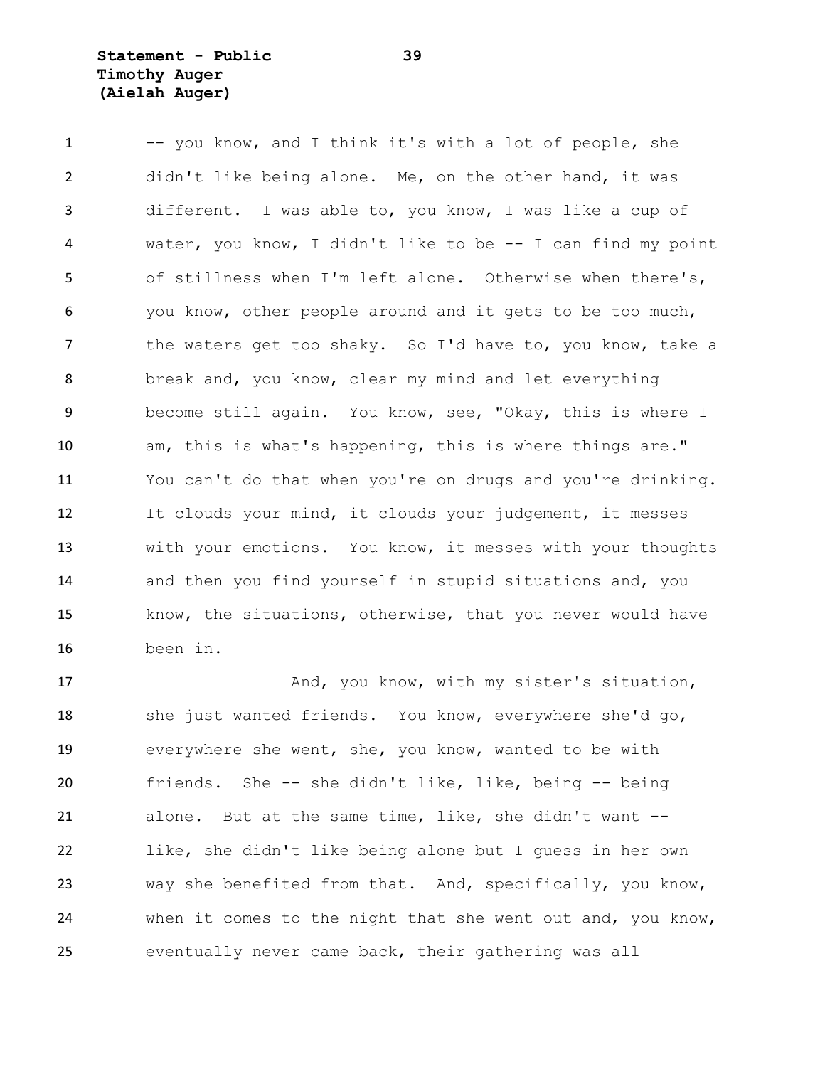-- you know, and I think it's with a lot of people, she didn't like being alone. Me, on the other hand, it was different. I was able to, you know, I was like a cup of water, you know, I didn't like to be -- I can find my point of stillness when I'm left alone. Otherwise when there's, you know, other people around and it gets to be too much, the waters get too shaky. So I'd have to, you know, take a break and, you know, clear my mind and let everything become still again. You know, see, "Okay, this is where I am, this is what's happening, this is where things are." You can't do that when you're on drugs and you're drinking. It clouds your mind, it clouds your judgement, it messes with your emotions. You know, it messes with your thoughts and then you find yourself in stupid situations and, you know, the situations, otherwise, that you never would have been in.

And, you know, with my sister's situation, she just wanted friends. You know, everywhere she'd go, everywhere she went, she, you know, wanted to be with friends. She -- she didn't like, like, being -- being alone. But at the same time, like, she didn't want -- like, she didn't like being alone but I guess in her own way she benefited from that. And, specifically, you know, when it comes to the night that she went out and, you know, eventually never came back, their gathering was all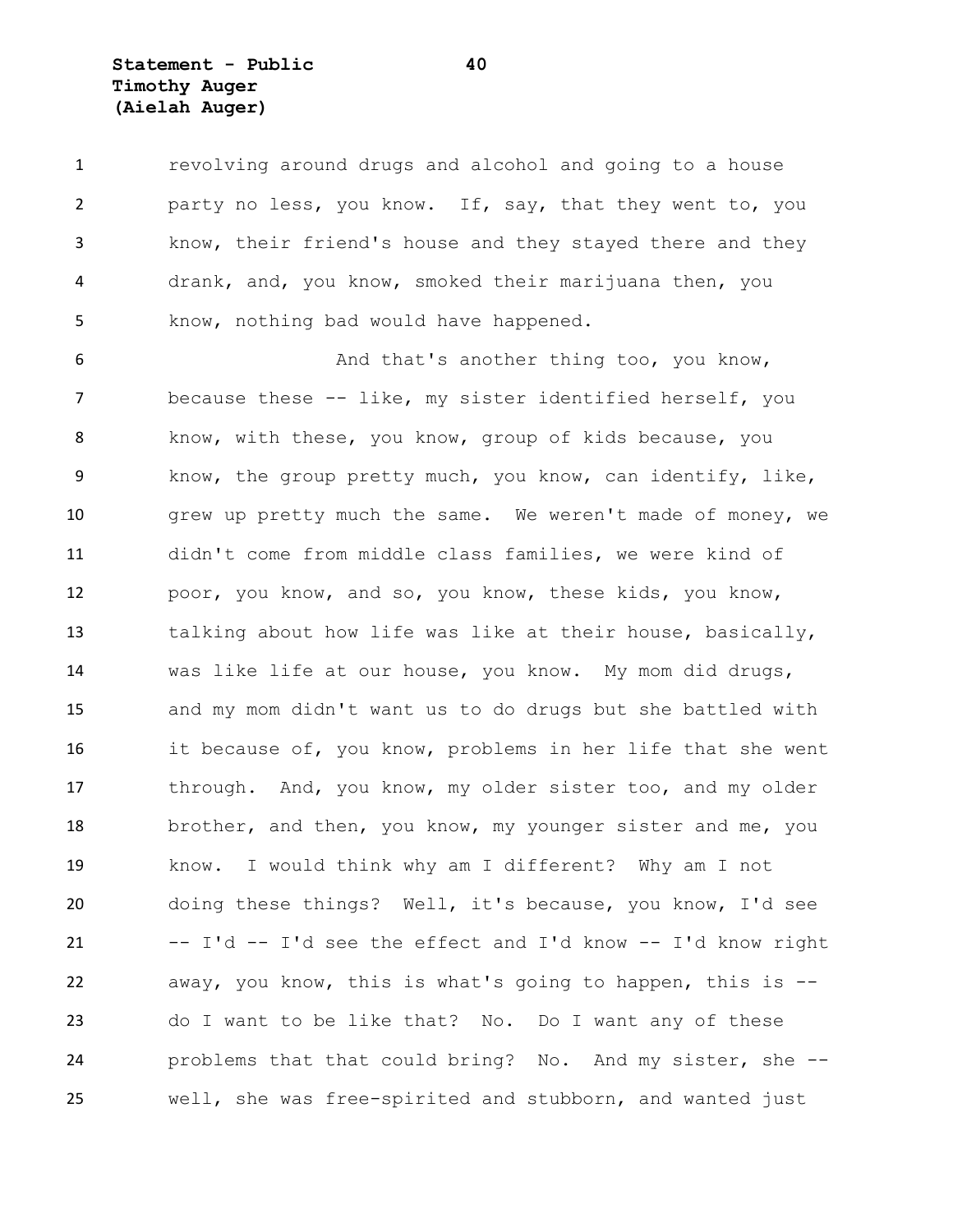revolving around drugs and alcohol and going to a house party no less, you know. If, say, that they went to, you know, their friend's house and they stayed there and they drank, and, you know, smoked their marijuana then, you know, nothing bad would have happened.

And that's another thing too, you know, because these -- like, my sister identified herself, you know, with these, you know, group of kids because, you know, the group pretty much, you know, can identify, like, grew up pretty much the same. We weren't made of money, we didn't come from middle class families, we were kind of poor, you know, and so, you know, these kids, you know, talking about how life was like at their house, basically, was like life at our house, you know. My mom did drugs, and my mom didn't want us to do drugs but she battled with it because of, you know, problems in her life that she went through. And, you know, my older sister too, and my older brother, and then, you know, my younger sister and me, you know. I would think why am I different? Why am I not doing these things? Well, it's because, you know, I'd see -- I'd -- I'd see the effect and I'd know -- I'd know right away, you know, this is what's going to happen, this is -- do I want to be like that? No. Do I want any of these problems that that could bring? No. And my sister, she -- well, she was free-spirited and stubborn, and wanted just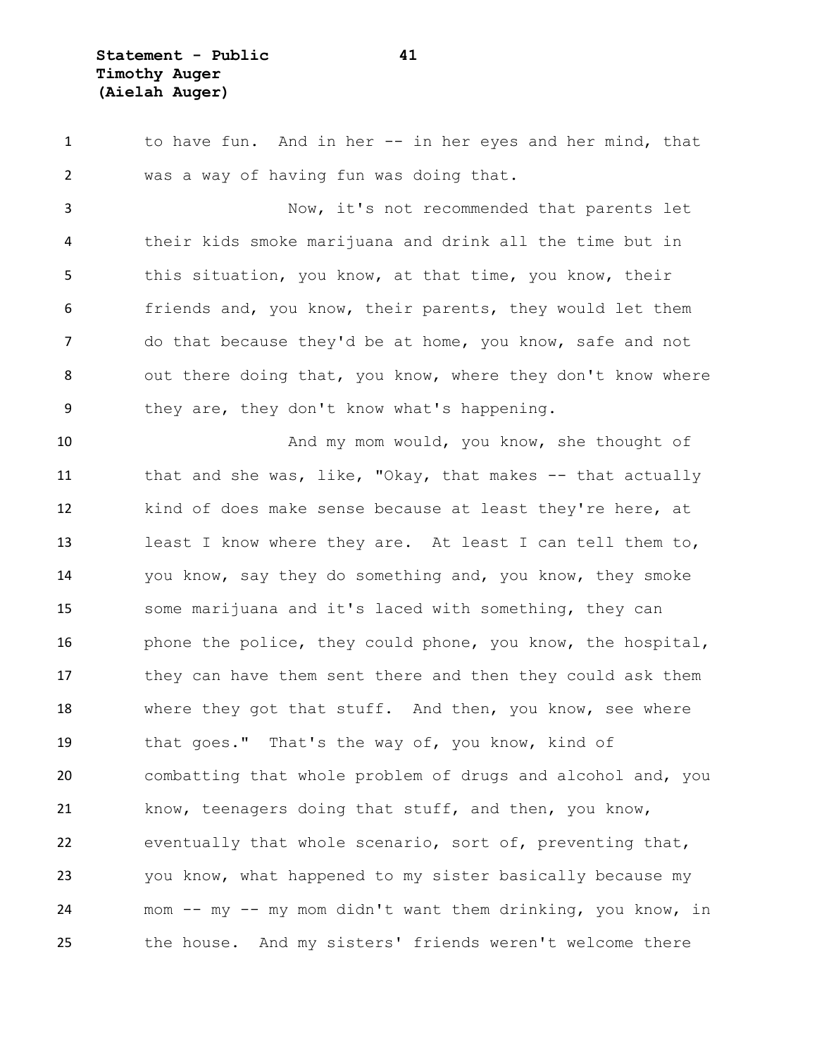to have fun. And in her -- in her eyes and her mind, that was a way of having fun was doing that.

Now, it's not recommended that parents let their kids smoke marijuana and drink all the time but in this situation, you know, at that time, you know, their friends and, you know, their parents, they would let them do that because they'd be at home, you know, safe and not out there doing that, you know, where they don't know where they are, they don't know what's happening.

And my mom would, you know, she thought of that and she was, like, "Okay, that makes -- that actually kind of does make sense because at least they're here, at least I know where they are. At least I can tell them to, you know, say they do something and, you know, they smoke some marijuana and it's laced with something, they can phone the police, they could phone, you know, the hospital, they can have them sent there and then they could ask them where they got that stuff. And then, you know, see where that goes." That's the way of, you know, kind of combatting that whole problem of drugs and alcohol and, you know, teenagers doing that stuff, and then, you know, eventually that whole scenario, sort of, preventing that, you know, what happened to my sister basically because my mom -- my -- my mom didn't want them drinking, you know, in the house. And my sisters' friends weren't welcome there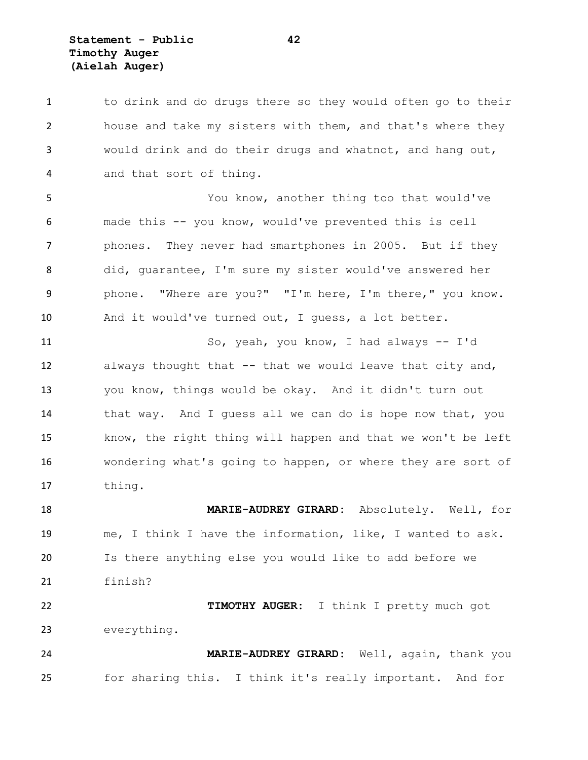to drink and do drugs there so they would often go to their house and take my sisters with them, and that's where they would drink and do their drugs and whatnot, and hang out, and that sort of thing.

You know, another thing too that would've made this -- you know, would've prevented this is cell phones. They never had smartphones in 2005. But if they did, guarantee, I'm sure my sister would've answered her phone. "Where are you?" "I'm here, I'm there," you know. And it would've turned out, I guess, a lot better.

So, yeah, you know, I had always -- I'd always thought that -- that we would leave that city and, you know, things would be okay. And it didn't turn out that way. And I guess all we can do is hope now that, you know, the right thing will happen and that we won't be left wondering what's going to happen, or where they are sort of thing.

**MARIE-AUDREY GIRARD:** Absolutely. Well, for me, I think I have the information, like, I wanted to ask. Is there anything else you would like to add before we finish?

**TIMOTHY AUGER:** I think I pretty much got everything.

**MARIE-AUDREY GIRARD:** Well, again, thank you for sharing this. I think it's really important. And for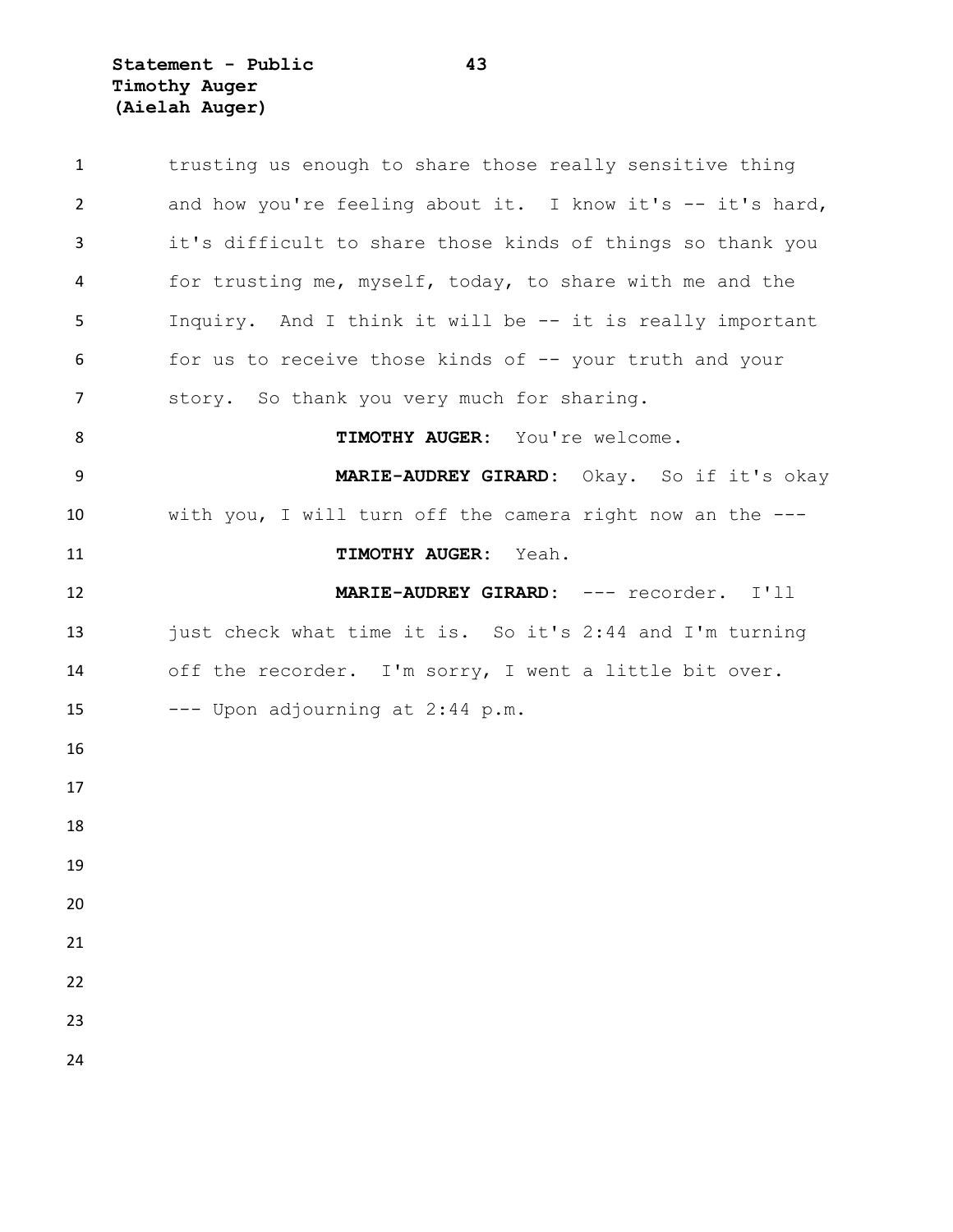trusting us enough to share those really sensitive thing and how you're feeling about it. I know it's -- it's hard, it's difficult to share those kinds of things so thank you for trusting me, myself, today, to share with me and the Inquiry. And I think it will be -- it is really important for us to receive those kinds of -- your truth and your story. So thank you very much for sharing.

**TIMOTHY AUGER:** You're welcome.

**MARIE-AUDREY GIRARD:** Okay. So if it's okay with you, I will turn off the camera right now an the ---

**TIMOTHY AUGER:** Yeah.

**MARIE-AUDREY GIRARD:** --- recorder. I'll just check what time it is. So it's 2:44 and I'm turning off the recorder. I'm sorry, I went a little bit over.

--- Upon adjourning at 2:44 p.m.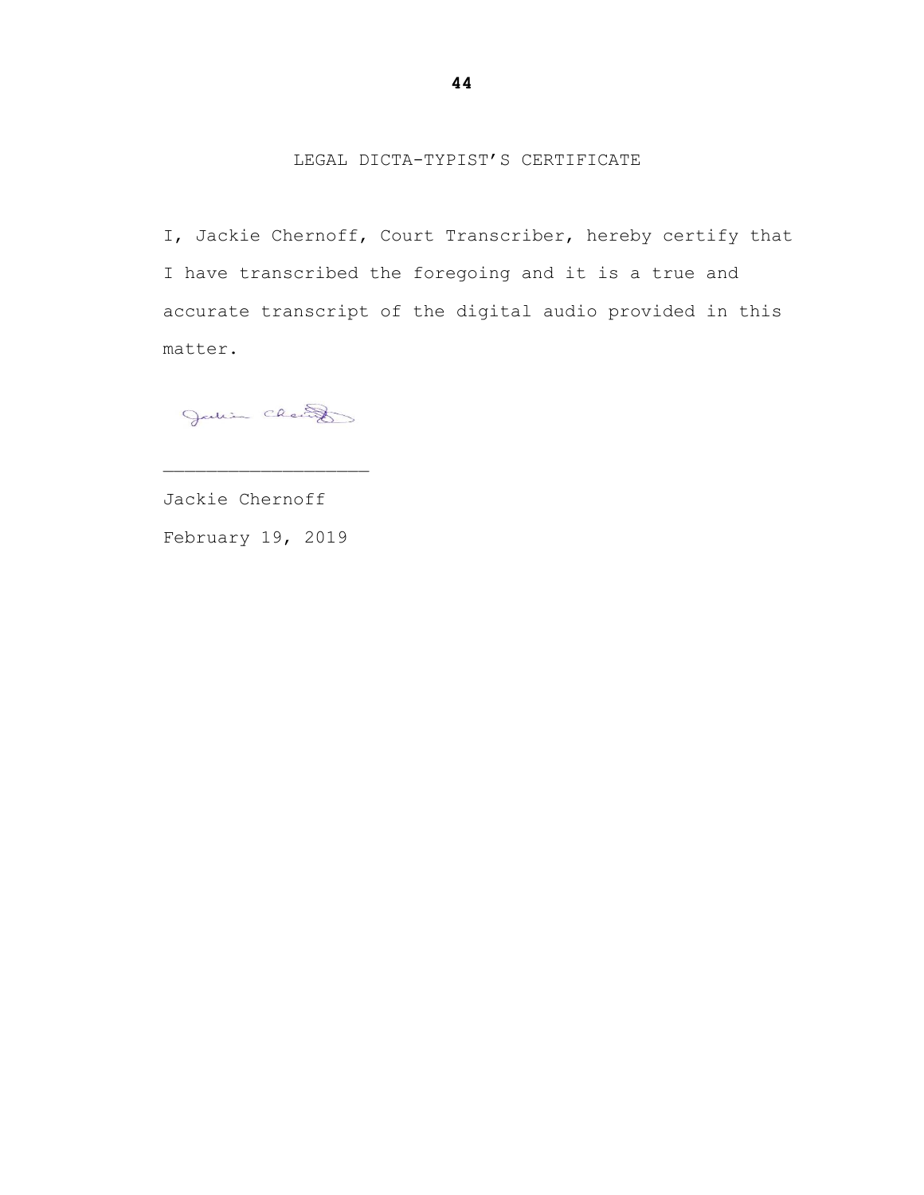LEGAL DICTA-TYPIST'S CERTIFICATE

I, Jackie Chernoff, Court Transcriber, hereby certify that I have transcribed the foregoing and it is a true and accurate transcript of the digital audio provided in this matter.

\_\_\_\_\_\_\_\_\_\_\_\_\_\_\_\_\_\_\_

Jackie Chernoff

February 19, 2019